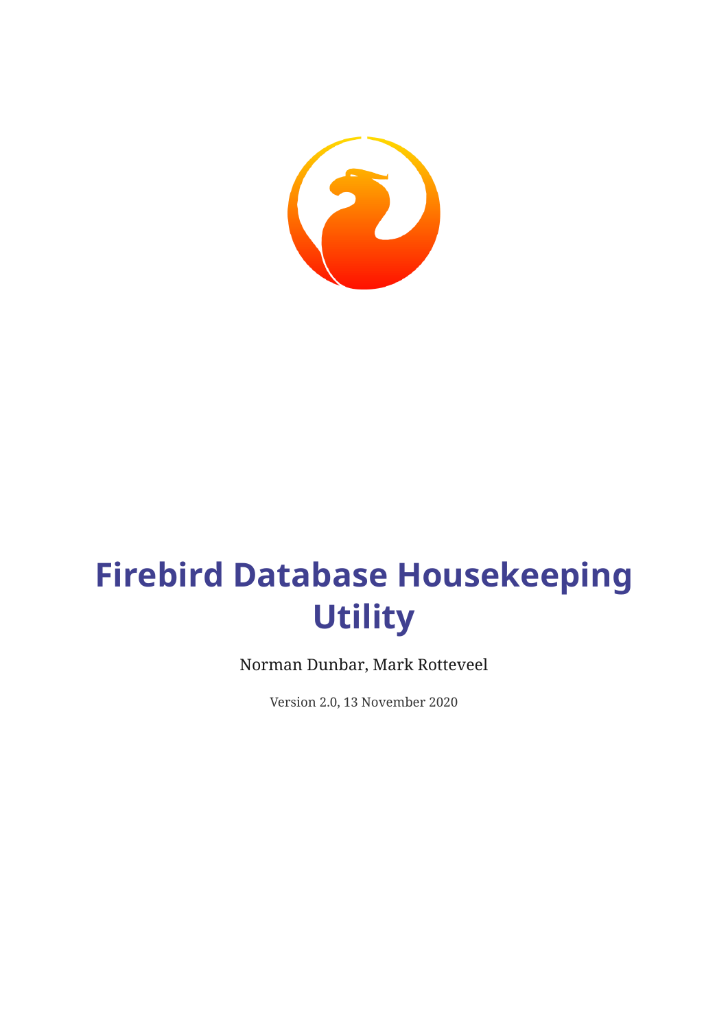# Firebird Database Housekeeping Utility

Norman Dunbar, Mark Rotteveel

Version 2.0, 13 November 2020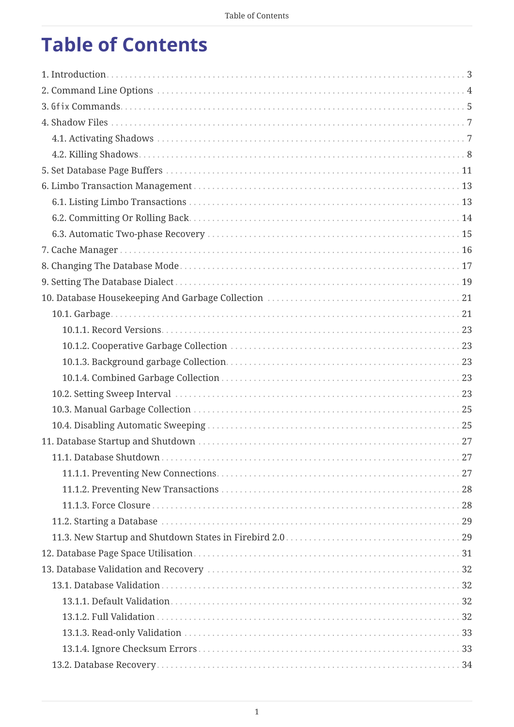# Table of Contents

1. Introduction . . . 3
2. Command Line Options . . . 4
3. `Gfix` Commands . . . 5
4. Shadow Files . . . 7
   - 4.1. Activating Shadows . . . 7
   - 4.2. Killing Shadows . . . 8
5. Set Database Page Buffers . . . 11
6. Limbo Transaction Management . . . 13
   - 6.1. Listing Limbo Transactions . . . 13
   - 6.2. Committing Or Rolling Back . . . 14
   - 6.3. Automatic Two-phase Recovery . . . 15
7. Cache Manager . . . 16
8. Changing The Database Mode . . . 17
9. Setting The Database Dialect . . . 19
10. Database Housekeeping And Garbage Collection . . . 21
    - 10.1. Garbage . . . 21
      - 10.1.1. Record Versions . . . 23
      - 10.1.2. Cooperative Garbage Collection . . . 23
      - 10.1.3. Background garbage Collection . . . 23
      - 10.1.4. Combined Garbage Collection . . . 23
    - 10.2. Setting Sweep Interval . . . 23
    - 10.3. Manual Garbage Collection . . . 25
    - 10.4. Disabling Automatic Sweeping . . . 25
11. Database Startup and Shutdown . . . 27
    - 11.1. Database Shutdown . . . 27
      - 11.1.1. Preventing New Connections . . . 27
      - 11.1.2. Preventing New Transactions . . . 28
      - 11.1.3. Force Closure . . . 28
    - 11.2. Starting a Database . . . 29
    - 11.3. New Startup and Shutdown States in Firebird 2.0 . . . 29
12. Database Page Space Utilisation . . . 31
13. Database Validation and Recovery . . . 32
    - 13.1. Database Validation . . . 32
      - 13.1.1. Default Validation . . . 32
      - 13.1.2. Full Validation . . . 32
      - 13.1.3. Read-only Validation . . . 33
      - 13.1.4. Ignore Checksum Errors . . . 33
    - 13.2. Database Recovery . . . 34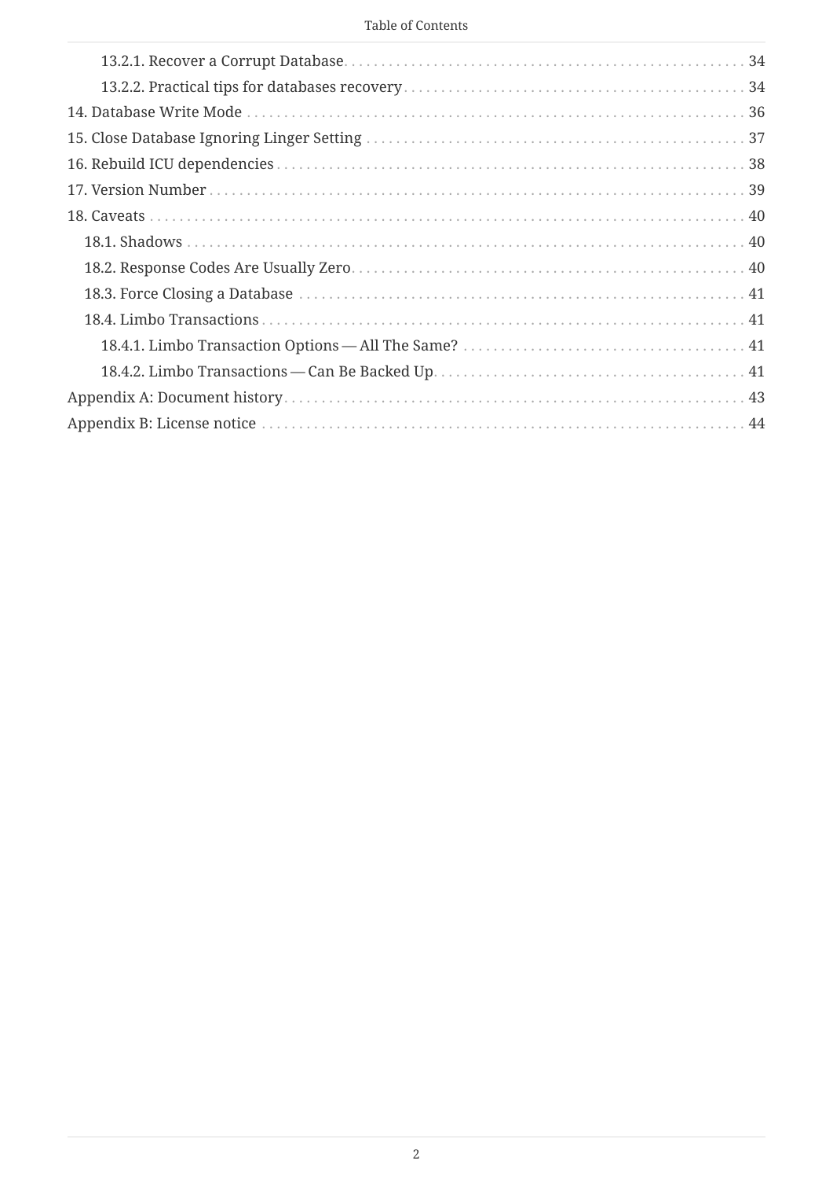- 13.2.1. Recover a Corrupt Database . . . . . 34
- 13.2.2. Practical tips for databases recovery . . . . . 34

14. Database Write Mode . . . . . 36

15. Close Database Ignoring Linger Setting . . . . . 37

16. Rebuild ICU dependencies . . . . . 38

17. Version Number . . . . . 39

18. Caveats . . . . . 40

- 18.1. Shadows . . . . . 40
- 18.2. Response Codes Are Usually Zero . . . . . 40
- 18.3. Force Closing a Database . . . . . 41
- 18.4. Limbo Transactions . . . . . 41
  - 18.4.1. Limbo Transaction Options — All The Same? . . . . . 41
  - 18.4.2. Limbo Transactions — Can Be Backed Up . . . . . 41

Appendix A: Document history . . . . . 43

Appendix B: License notice . . . . . 44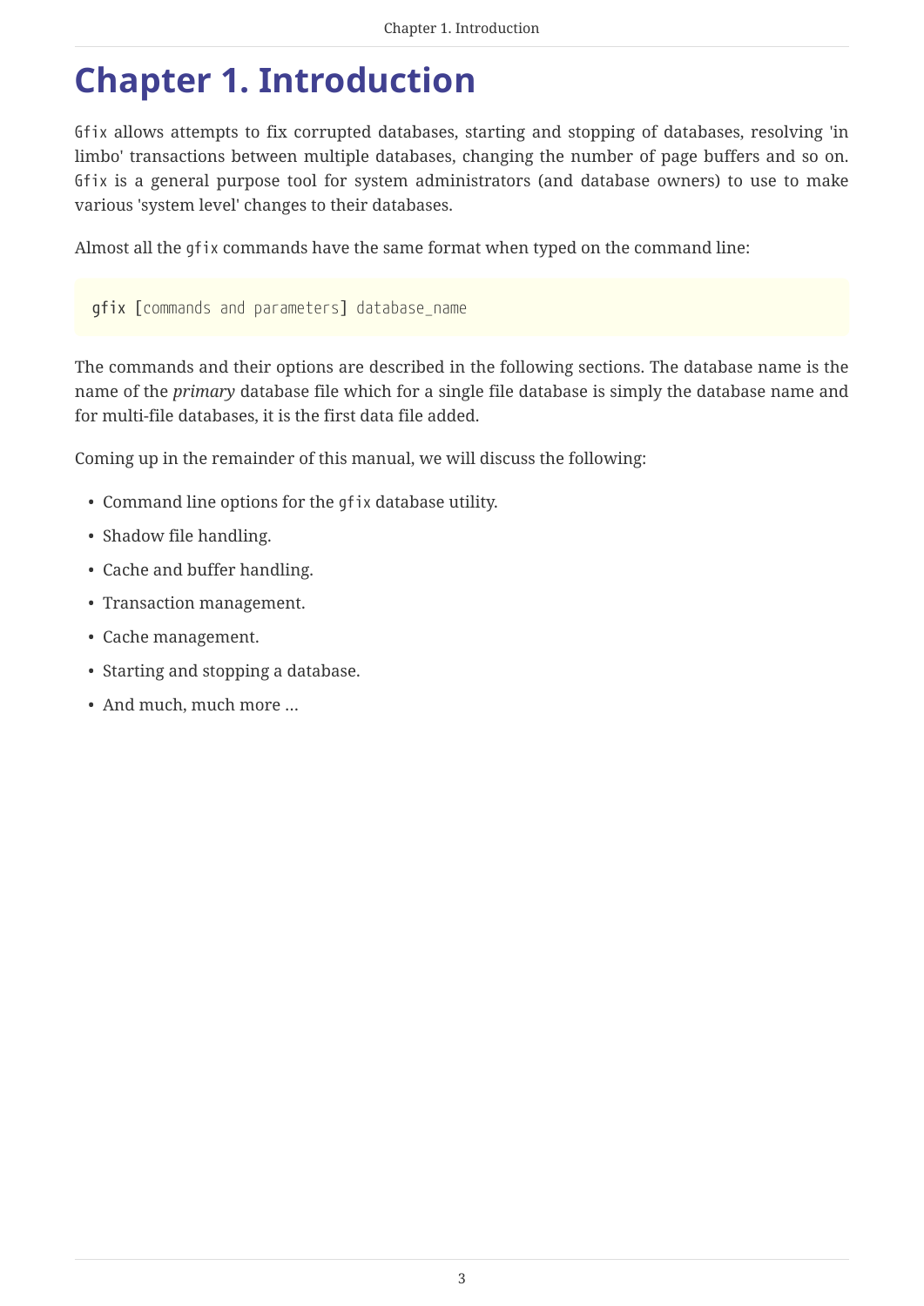# Chapter 1. Introduction

`Gfix` allows attempts to fix corrupted databases, starting and stopping of databases, resolving 'in limbo' transactions between multiple databases, changing the number of page buffers and so on. `Gfix` is a general purpose tool for system administrators (and database owners) to use to make various 'system level' changes to their databases.

Almost all the `gfix` commands have the same format when typed on the command line:

```
gfix [commands and parameters] database_name
```

The commands and their options are described in the following sections. The database name is the name of the *primary* database file which for a single file database is simply the database name and for multi-file databases, it is the first data file added.

Coming up in the remainder of this manual, we will discuss the following:

- Command line options for the `gfix` database utility.
- Shadow file handling.
- Cache and buffer handling.
- Transaction management.
- Cache management.
- Starting and stopping a database.
- And much, much more …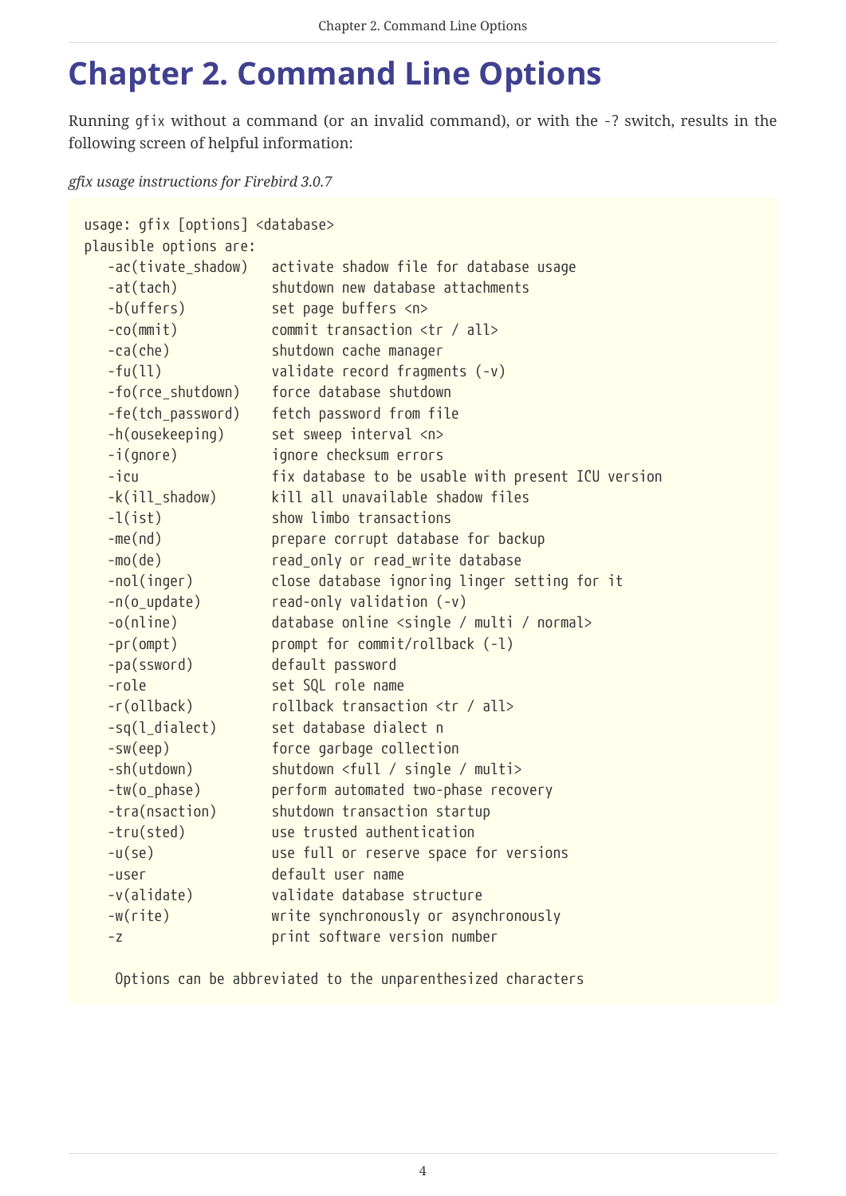# Chapter 2. Command Line Options

Running `gfix` without a command (or an invalid command), or with the `-?` switch, results in the following screen of helpful information:

*gfix usage instructions for Firebird 3.0.7*

```
usage: gfix [options] <database>
plausible options are:
   -ac(tivate_shadow)   activate shadow file for database usage
   -at(tach)            shutdown new database attachments
   -b(uffers)           set page buffers <n>
   -co(mmit)            commit transaction <tr / all>
   -ca(che)             shutdown cache manager
   -fu(ll)              validate record fragments (-v)
   -fo(rce_shutdown)    force database shutdown
   -fe(tch_password)    fetch password from file
   -h(ousekeeping)      set sweep interval <n>
   -i(gnore)            ignore checksum errors
   -icu                 fix database to be usable with present ICU version
   -k(ill_shadow)       kill all unavailable shadow files
   -l(ist)              show limbo transactions
   -me(nd)              prepare corrupt database for backup
   -mo(de)              read_only or read_write database
   -nol(inger)          close database ignoring linger setting for it
   -n(o_update)         read-only validation (-v)
   -o(nline)            database online <single / multi / normal>
   -pr(ompt)            prompt for commit/rollback (-l)
   -pa(ssword)          default password
   -role                set SQL role name
   -r(ollback)          rollback transaction <tr / all>
   -sq(l_dialect)       set database dialect n
   -sw(eep)             force garbage collection
   -sh(utdown)          shutdown <full / single / multi>
   -tw(o_phase)         perform automated two-phase recovery
   -tra(nsaction)       shutdown transaction startup
   -tru(sted)           use trusted authentication
   -u(se)               use full or reserve space for versions
   -user                default user name
   -v(alidate)          validate database structure
   -w(rite)             write synchronously or asynchronously
   -z                   print software version number

    Options can be abbreviated to the unparenthesized characters
```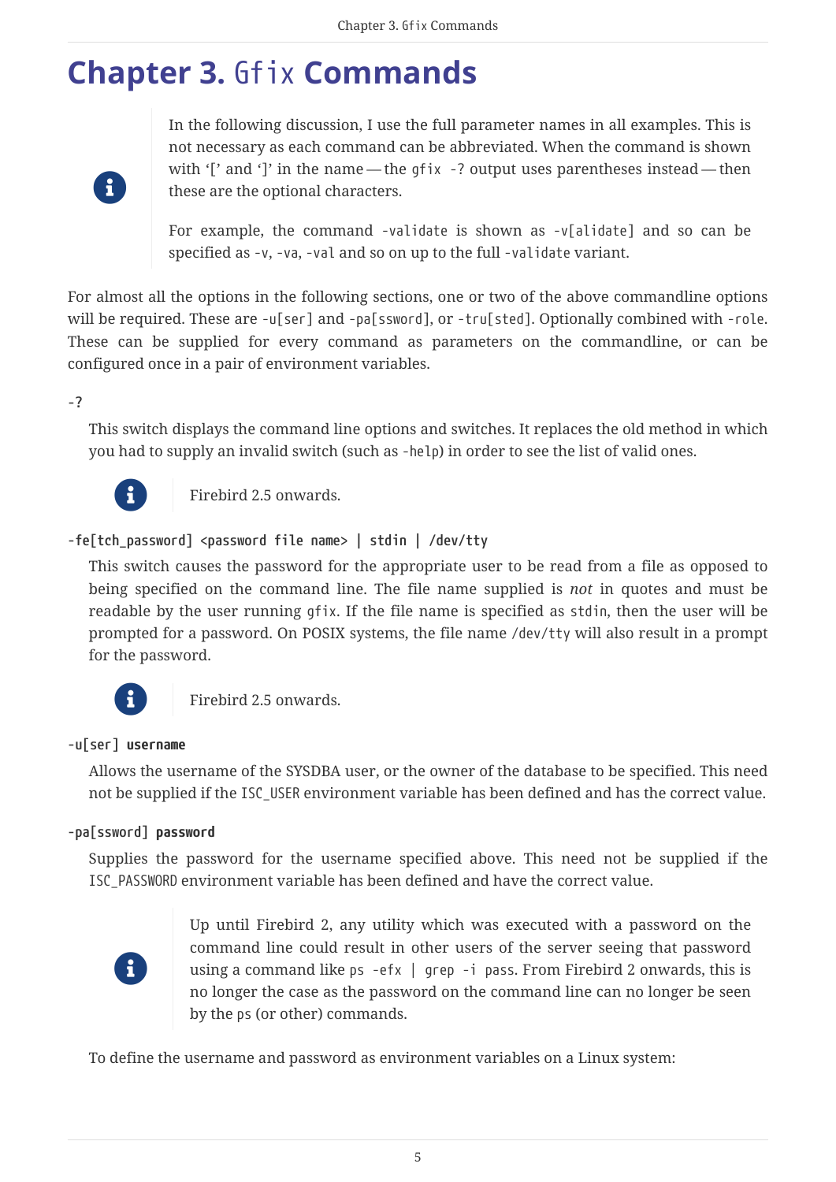# Chapter 3. Gfix Commands

> In the following discussion, I use the full parameter names in all examples. This is not necessary as each command can be abbreviated. When the command is shown with '[' and ']' in the name — the `gfix -?` output uses parentheses instead — then these are the optional characters.
>
> For example, the command `-validate` is shown as `-v[alidate]` and so can be specified as `-v`, `-va`, `-val` and so on up to the full `-validate` variant.

For almost all the options in the following sections, one or two of the above commandline options will be required. These are `-u[ser]` and `-pa[ssword]`, or `-tru[sted]`. Optionally combined with `-role`. These can be supplied for every command as parameters on the commandline, or can be configured once in a pair of environment variables.

**-?**

This switch displays the command line options and switches. It replaces the old method in which you had to supply an invalid switch (such as `-help`) in order to see the list of valid ones.

> Firebird 2.5 onwards.

**-fe[tch_password] <password file name> | stdin | /dev/tty**

This switch causes the password for the appropriate user to be read from a file as opposed to being specified on the command line. The file name supplied is *not* in quotes and must be readable by the user running `gfix`. If the file name is specified as `stdin`, then the user will be prompted for a password. On POSIX systems, the file name `/dev/tty` will also result in a prompt for the password.

> Firebird 2.5 onwards.

**-u[ser] username**

Allows the username of the SYSDBA user, or the owner of the database to be specified. This need not be supplied if the `ISC_USER` environment variable has been defined and has the correct value.

**-pa[ssword] password**

Supplies the password for the username specified above. This need not be supplied if the `ISC_PASSWORD` environment variable has been defined and have the correct value.

> Up until Firebird 2, any utility which was executed with a password on the command line could result in other users of the server seeing that password using a command like `ps -efx | grep -i pass`. From Firebird 2 onwards, this is no longer the case as the password on the command line can no longer be seen by the `ps` (or other) commands.

To define the username and password as environment variables on a Linux system: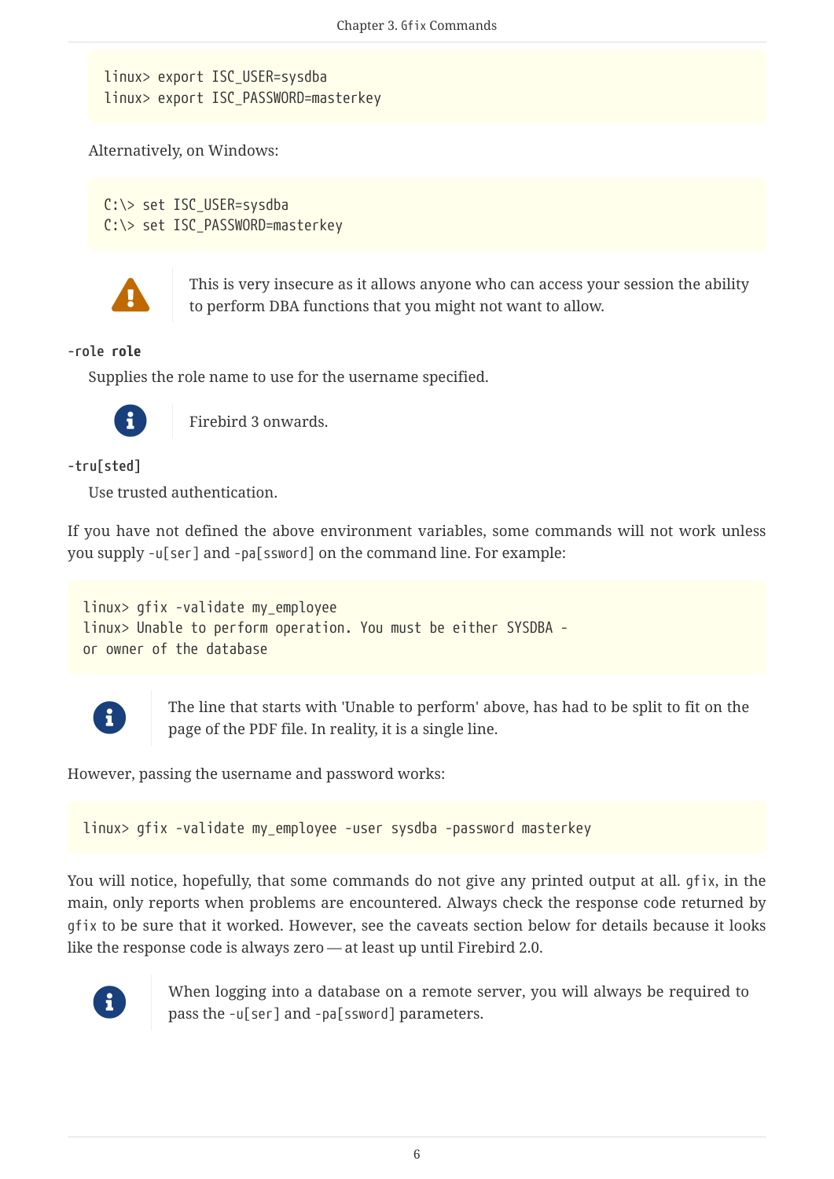```
linux> export ISC_USER=sysdba
linux> export ISC_PASSWORD=masterkey
```

Alternatively, on Windows:

```
C:\> set ISC_USER=sysdba
C:\> set ISC_PASSWORD=masterkey
```

> **Warning:** This is very insecure as it allows anyone who can access your session the ability to perform DBA functions that you might not want to allow.

`-role` **`role`**

Supplies the role name to use for the username specified.

> **Note:** Firebird 3 onwards.

`-tru[sted]`

Use trusted authentication.

If you have not defined the above environment variables, some commands will not work unless you supply `-u[ser]` and `-pa[ssword]` on the command line. For example:

```
linux> gfix -validate my_employee
linux> Unable to perform operation. You must be either SYSDBA -
or owner of the database
```

> **Note:** The line that starts with 'Unable to perform' above, has had to be split to fit on the page of the PDF file. In reality, it is a single line.

However, passing the username and password works:

```
linux> gfix -validate my_employee -user sysdba -password masterkey
```

You will notice, hopefully, that some commands do not give any printed output at all. `gfix`, in the main, only reports when problems are encountered. Always check the response code returned by `gfix` to be sure that it worked. However, see the caveats section below for details because it looks like the response code is always zero — at least up until Firebird 2.0.

> **Note:** When logging into a database on a remote server, you will always be required to pass the `-u[ser]` and `-pa[ssword]` parameters.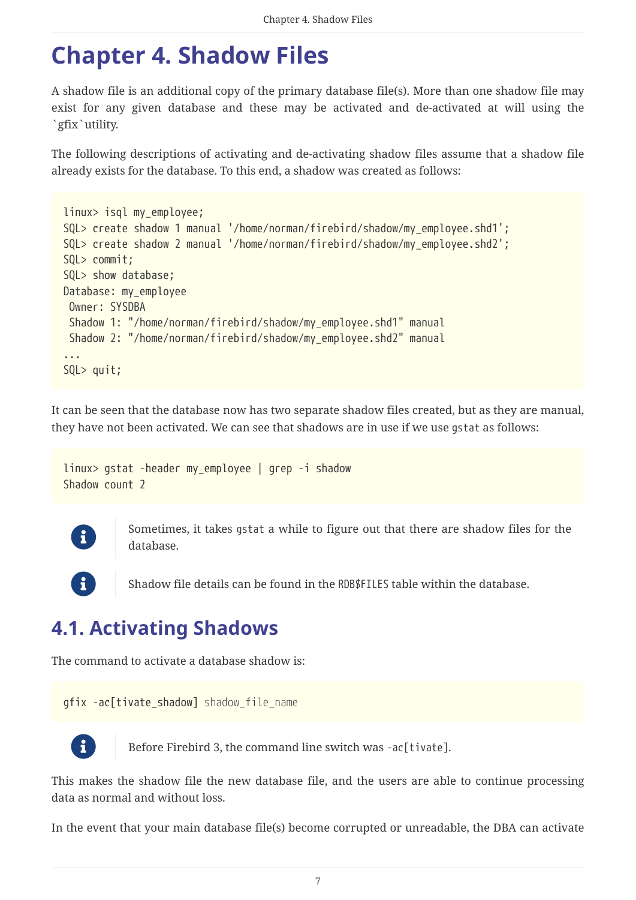# Chapter 4. Shadow Files

A shadow file is an additional copy of the primary database file(s). More than one shadow file may exist for any given database and these may be activated and de-activated at will using the `gfix`utility.

The following descriptions of activating and de-activating shadow files assume that a shadow file already exists for the database. To this end, a shadow was created as follows:

```
linux> isql my_employee;
SQL> create shadow 1 manual '/home/norman/firebird/shadow/my_employee.shd1';
SQL> create shadow 2 manual '/home/norman/firebird/shadow/my_employee.shd2';
SQL> commit;
SQL> show database;
Database: my_employee
 Owner: SYSDBA
 Shadow 1: "/home/norman/firebird/shadow/my_employee.shd1" manual
 Shadow 2: "/home/norman/firebird/shadow/my_employee.shd2" manual
...
SQL> quit;
```

It can be seen that the database now has two separate shadow files created, but as they are manual, they have not been activated. We can see that shadows are in use if we use `gstat` as follows:

```
linux> gstat -header my_employee | grep -i shadow
Shadow count 2
```

> Sometimes, it takes `gstat` a while to figure out that there are shadow files for the database.

> Shadow file details can be found in the `RDB$FILES` table within the database.

## 4.1. Activating Shadows

The command to activate a database shadow is:

```
gfix -ac[tivate_shadow] shadow_file_name
```

> Before Firebird 3, the command line switch was `-ac[tivate]`.

This makes the shadow file the new database file, and the users are able to continue processing data as normal and without loss.

In the event that your main database file(s) become corrupted or unreadable, the DBA can activate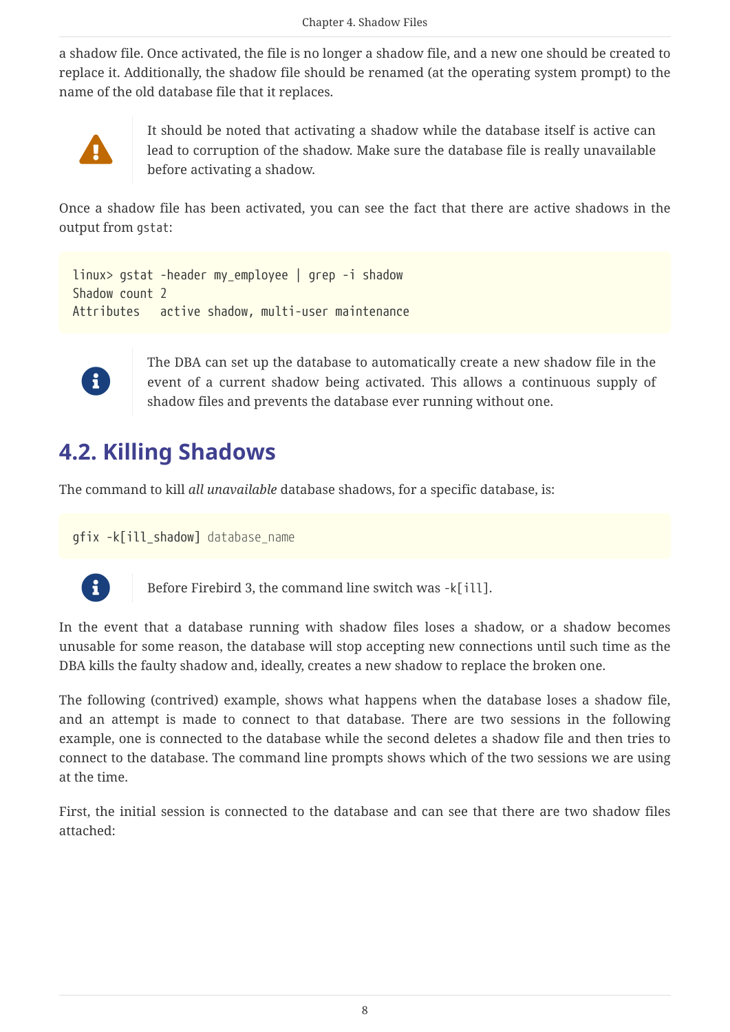a shadow file. Once activated, the file is no longer a shadow file, and a new one should be created to replace it. Additionally, the shadow file should be renamed (at the operating system prompt) to the name of the old database file that it replaces.

> It should be noted that activating a shadow while the database itself is active can lead to corruption of the shadow. Make sure the database file is really unavailable before activating a shadow.

Once a shadow file has been activated, you can see the fact that there are active shadows in the output from `gstat`:

```
linux> gstat -header my_employee | grep -i shadow
Shadow count 2
Attributes   active shadow, multi-user maintenance
```

> The DBA can set up the database to automatically create a new shadow file in the event of a current shadow being activated. This allows a continuous supply of shadow files and prevents the database ever running without one.

## 4.2. Killing Shadows

The command to kill *all unavailable* database shadows, for a specific database, is:

```
gfix -k[ill_shadow] database_name
```

> Before Firebird 3, the command line switch was `-k[ill]`.

In the event that a database running with shadow files loses a shadow, or a shadow becomes unusable for some reason, the database will stop accepting new connections until such time as the DBA kills the faulty shadow and, ideally, creates a new shadow to replace the broken one.

The following (contrived) example, shows what happens when the database loses a shadow file, and an attempt is made to connect to that database. There are two sessions in the following example, one is connected to the database while the second deletes a shadow file and then tries to connect to the database. The command line prompts shows which of the two sessions we are using at the time.

First, the initial session is connected to the database and can see that there are two shadow files attached: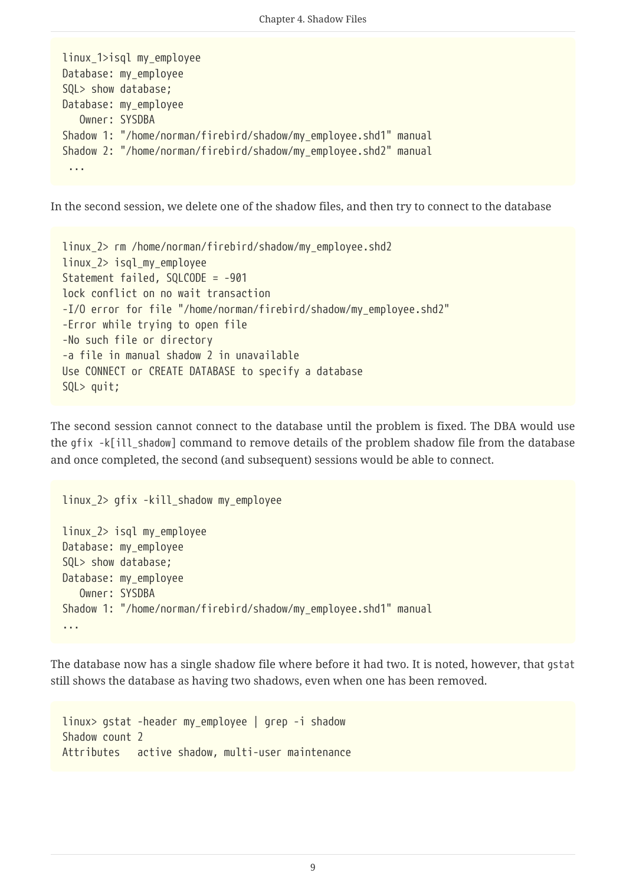```
linux_1>isql my_employee
Database: my_employee
SQL> show database;
Database: my_employee
   Owner: SYSDBA
Shadow 1: "/home/norman/firebird/shadow/my_employee.shd1" manual
Shadow 2: "/home/norman/firebird/shadow/my_employee.shd2" manual
 ...
```

In the second session, we delete one of the shadow files, and then try to connect to the database

```
linux_2> rm /home/norman/firebird/shadow/my_employee.shd2
linux_2> isql_my_employee
Statement failed, SQLCODE = -901
lock conflict on no wait transaction
-I/O error for file "/home/norman/firebird/shadow/my_employee.shd2"
-Error while trying to open file
-No such file or directory
-a file in manual shadow 2 in unavailable
Use CONNECT or CREATE DATABASE to specify a database
SQL> quit;
```

The second session cannot connect to the database until the problem is fixed. The DBA would use the `gfix -k[ill_shadow]` command to remove details of the problem shadow file from the database and once completed, the second (and subsequent) sessions would be able to connect.

```
linux_2> gfix -kill_shadow my_employee

linux_2> isql my_employee
Database: my_employee
SQL> show database;
Database: my_employee
   Owner: SYSDBA
Shadow 1: "/home/norman/firebird/shadow/my_employee.shd1" manual
...
```

The database now has a single shadow file where before it had two. It is noted, however, that `gstat` still shows the database as having two shadows, even when one has been removed.

```
linux> gstat -header my_employee | grep -i shadow
Shadow count 2
Attributes   active shadow, multi-user maintenance
```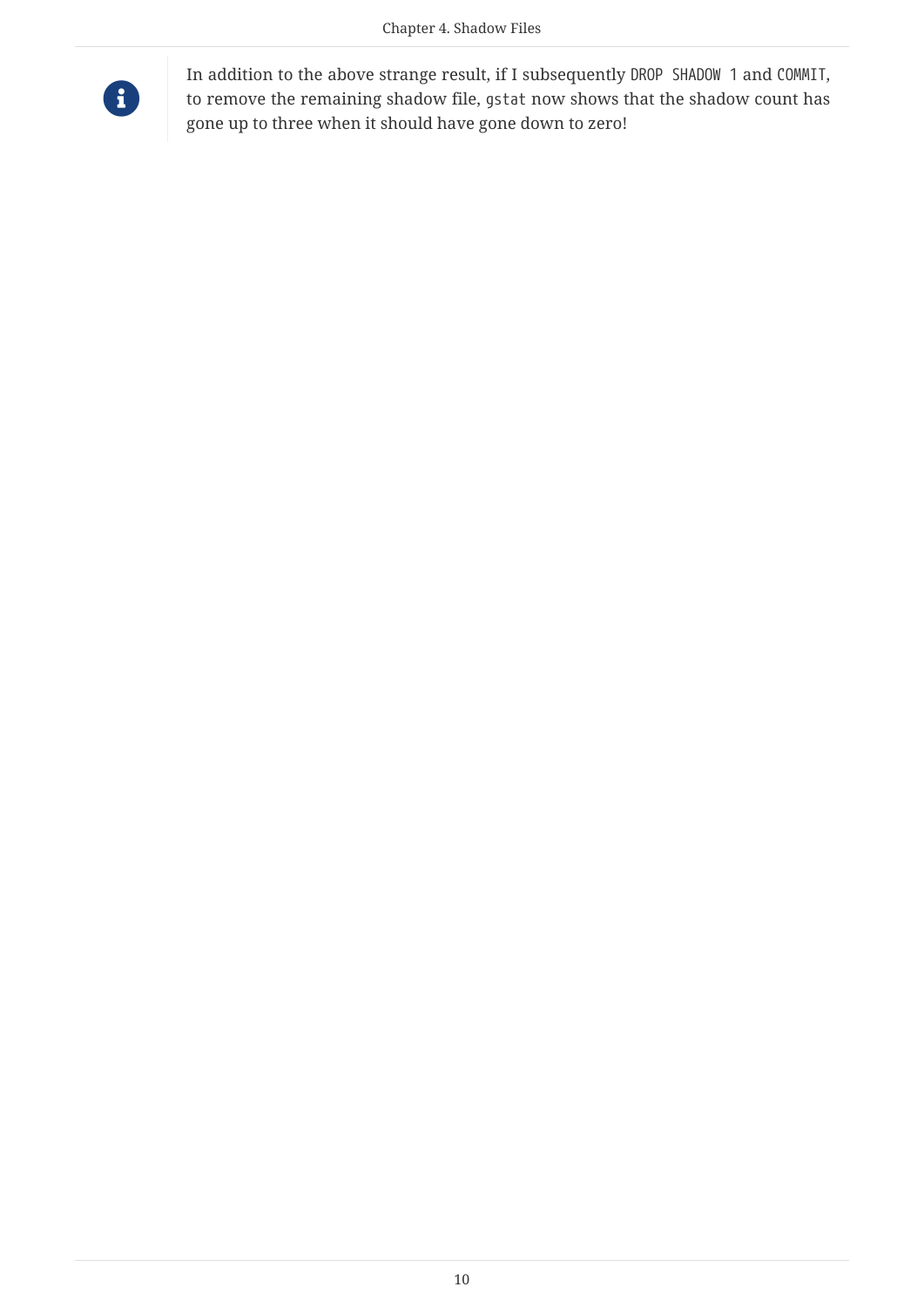> **Note:** In addition to the above strange result, if I subsequently `DROP SHADOW 1` and `COMMIT`, to remove the remaining shadow file, `gstat` now shows that the shadow count has gone up to three when it should have gone down to zero!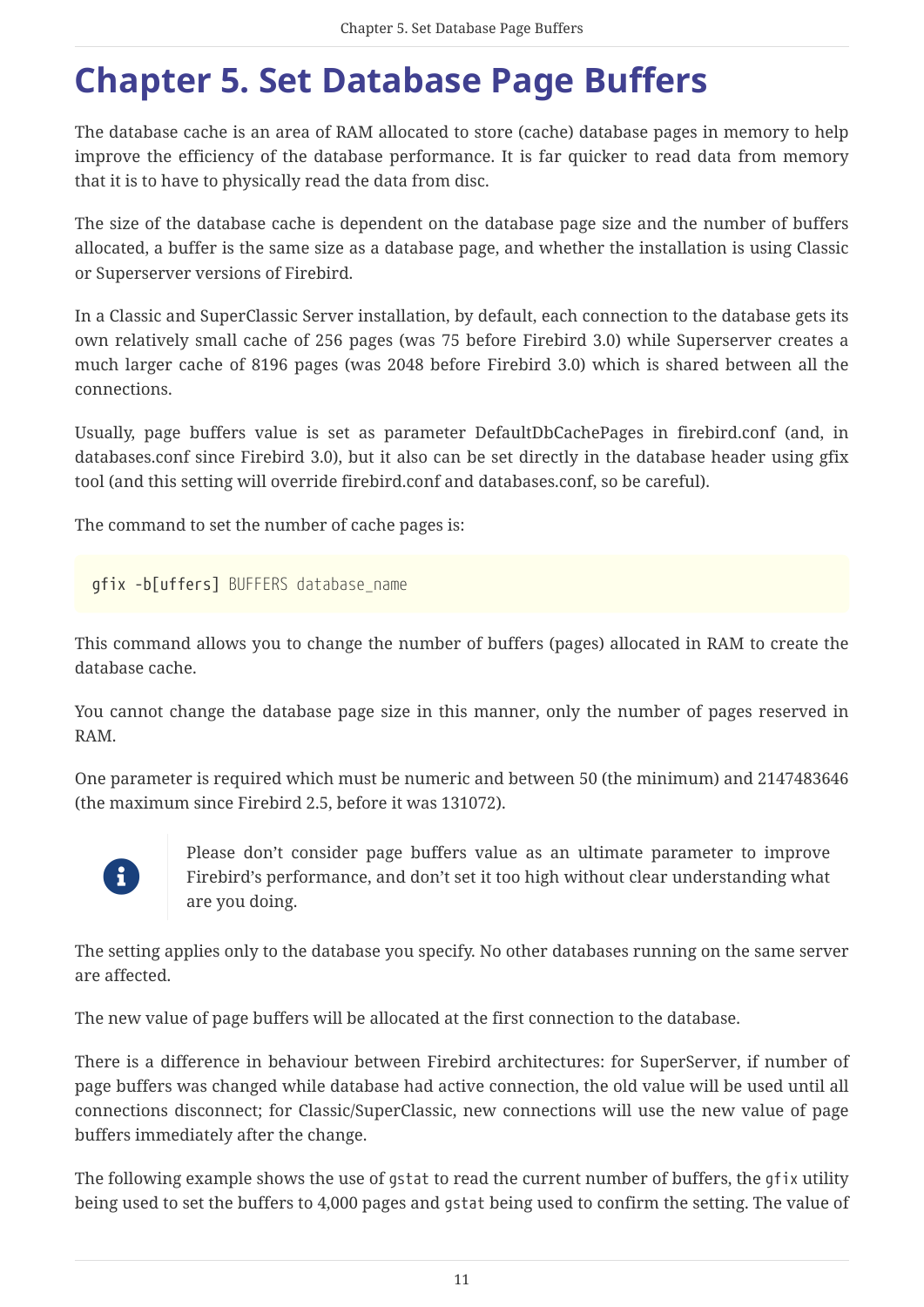# Chapter 5. Set Database Page Buffers

The database cache is an area of RAM allocated to store (cache) database pages in memory to help improve the efficiency of the database performance. It is far quicker to read data from memory that it is to have to physically read the data from disc.

The size of the database cache is dependent on the database page size and the number of buffers allocated, a buffer is the same size as a database page, and whether the installation is using Classic or Superserver versions of Firebird.

In a Classic and SuperClassic Server installation, by default, each connection to the database gets its own relatively small cache of 256 pages (was 75 before Firebird 3.0) while Superserver creates a much larger cache of 8196 pages (was 2048 before Firebird 3.0) which is shared between all the connections.

Usually, page buffers value is set as parameter DefaultDbCachePages in firebird.conf (and, in databases.conf since Firebird 3.0), but it also can be set directly in the database header using gfix tool (and this setting will override firebird.conf and databases.conf, so be careful).

The command to set the number of cache pages is:

```
gfix -b[uffers] BUFFERS database_name
```

This command allows you to change the number of buffers (pages) allocated in RAM to create the database cache.

You cannot change the database page size in this manner, only the number of pages reserved in RAM.

One parameter is required which must be numeric and between 50 (the minimum) and 2147483646 (the maximum since Firebird 2.5, before it was 131072).

> Please don't consider page buffers value as an ultimate parameter to improve Firebird's performance, and don't set it too high without clear understanding what are you doing.

The setting applies only to the database you specify. No other databases running on the same server are affected.

The new value of page buffers will be allocated at the first connection to the database.

There is a difference in behaviour between Firebird architectures: for SuperServer, if number of page buffers was changed while database had active connection, the old value will be used until all connections disconnect; for Classic/SuperClassic, new connections will use the new value of page buffers immediately after the change.

The following example shows the use of `gstat` to read the current number of buffers, the `gfix` utility being used to set the buffers to 4,000 pages and `gstat` being used to confirm the setting. The value of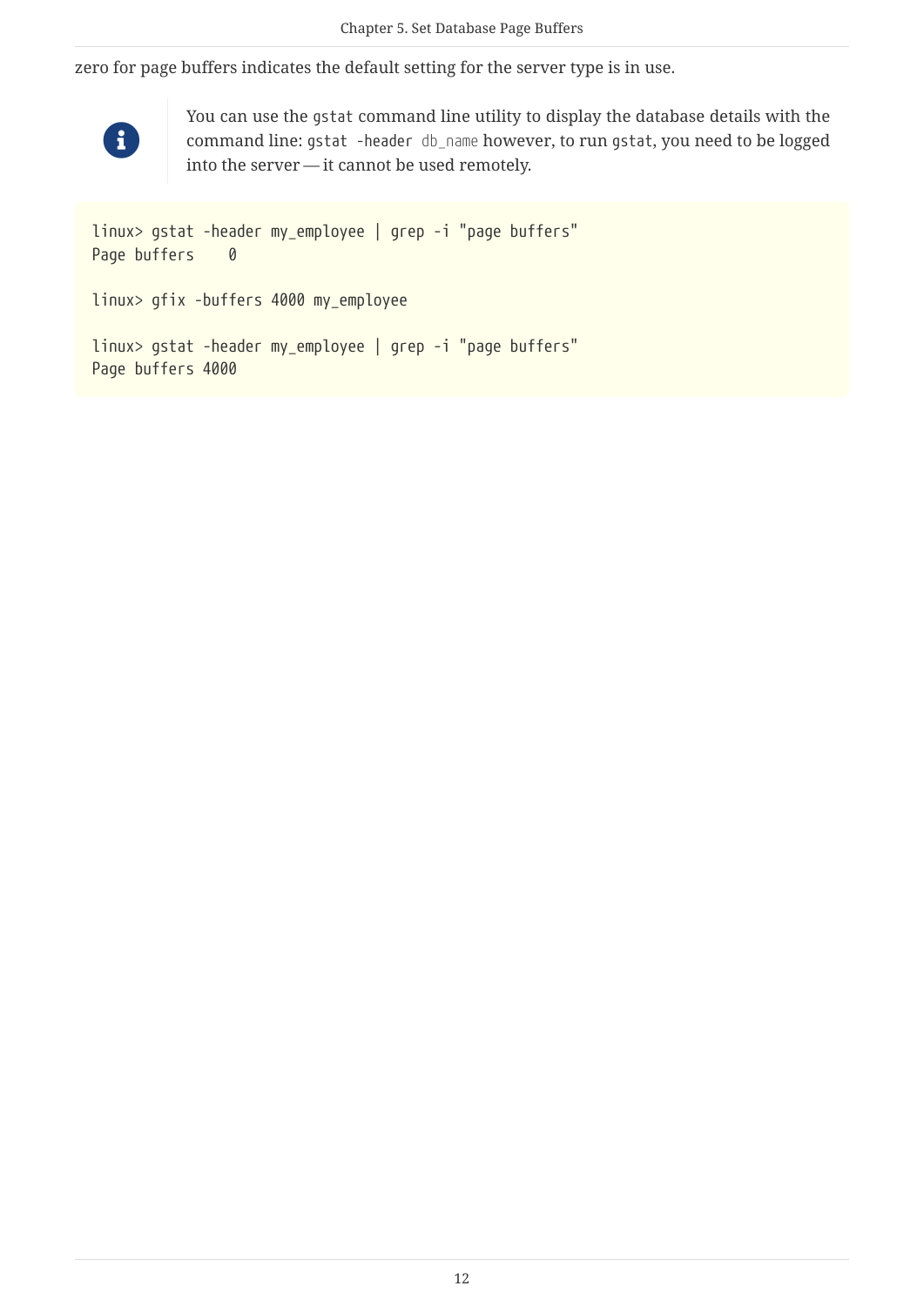zero for page buffers indicates the default setting for the server type is in use.

> You can use the `gstat` command line utility to display the database details with the command line: `gstat -header db_name` however, to run `gstat`, you need to be logged into the server — it cannot be used remotely.

```
linux> gstat -header my_employee | grep -i "page buffers"
Page buffers    0

linux> gfix -buffers 4000 my_employee

linux> gstat -header my_employee | grep -i "page buffers"
Page buffers 4000
```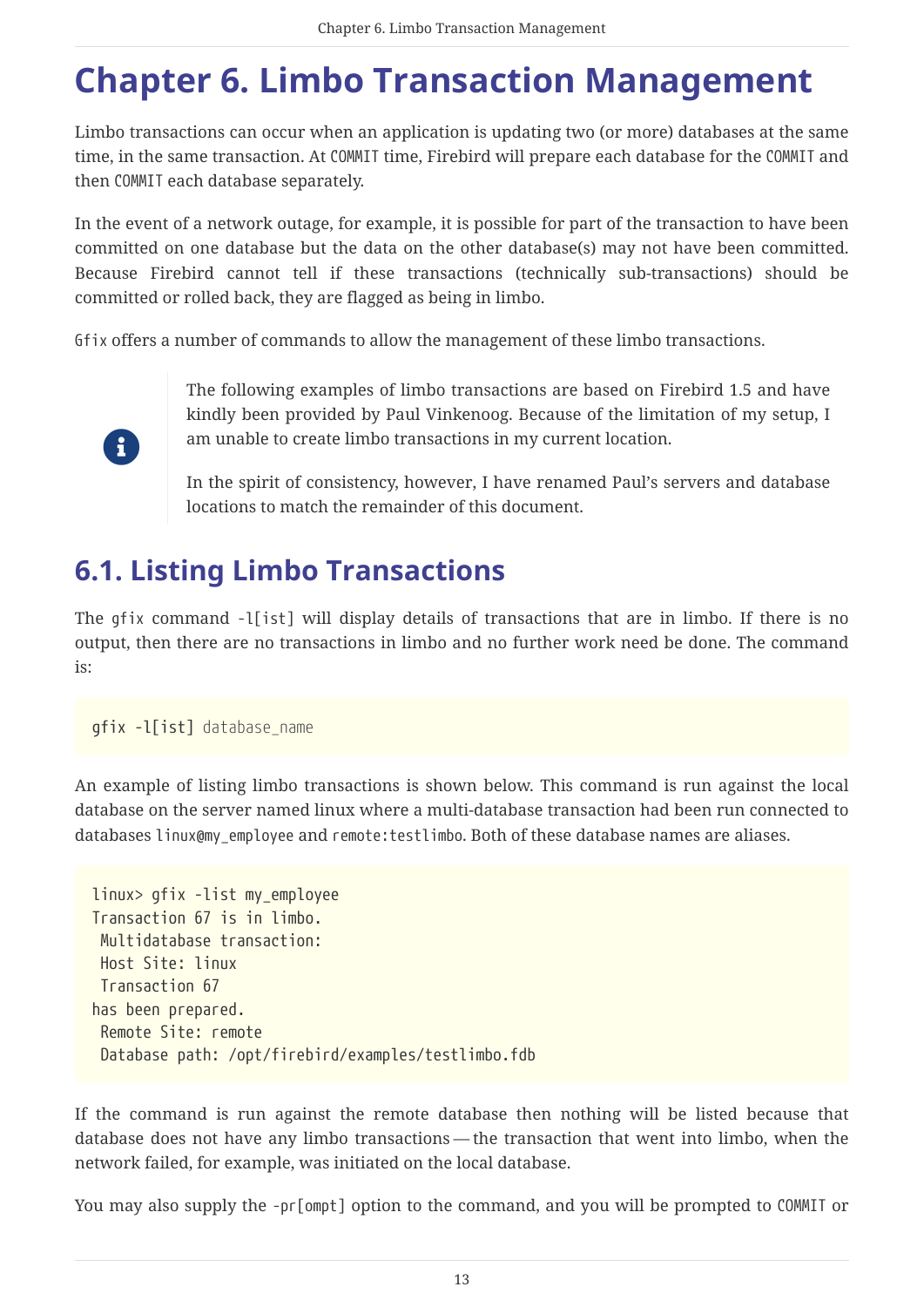# Chapter 6. Limbo Transaction Management

Limbo transactions can occur when an application is updating two (or more) databases at the same time, in the same transaction. At `COMMIT` time, Firebird will prepare each database for the `COMMIT` and then `COMMIT` each database separately.

In the event of a network outage, for example, it is possible for part of the transaction to have been committed on one database but the data on the other database(s) may not have been committed. Because Firebird cannot tell if these transactions (technically sub-transactions) should be committed or rolled back, they are flagged as being in limbo.

`Gfix` offers a number of commands to allow the management of these limbo transactions.

> The following examples of limbo transactions are based on Firebird 1.5 and have kindly been provided by Paul Vinkenoog. Because of the limitation of my setup, I am unable to create limbo transactions in my current location.
>
> In the spirit of consistency, however, I have renamed Paul's servers and database locations to match the remainder of this document.

## 6.1. Listing Limbo Transactions

The `gfix` command `-l[ist]` will display details of transactions that are in limbo. If there is no output, then there are no transactions in limbo and no further work need be done. The command is:

```
gfix -l[ist] database_name
```

An example of listing limbo transactions is shown below. This command is run against the local database on the server named linux where a multi-database transaction had been run connected to databases `linux@my_employee` and `remote:testlimbo`. Both of these database names are aliases.

```
linux> gfix -list my_employee
Transaction 67 is in limbo.
 Multidatabase transaction:
 Host Site: linux
 Transaction 67
has been prepared.
 Remote Site: remote
 Database path: /opt/firebird/examples/testlimbo.fdb
```

If the command is run against the remote database then nothing will be listed because that database does not have any limbo transactions — the transaction that went into limbo, when the network failed, for example, was initiated on the local database.

You may also supply the `-pr[ompt]` option to the command, and you will be prompted to `COMMIT` or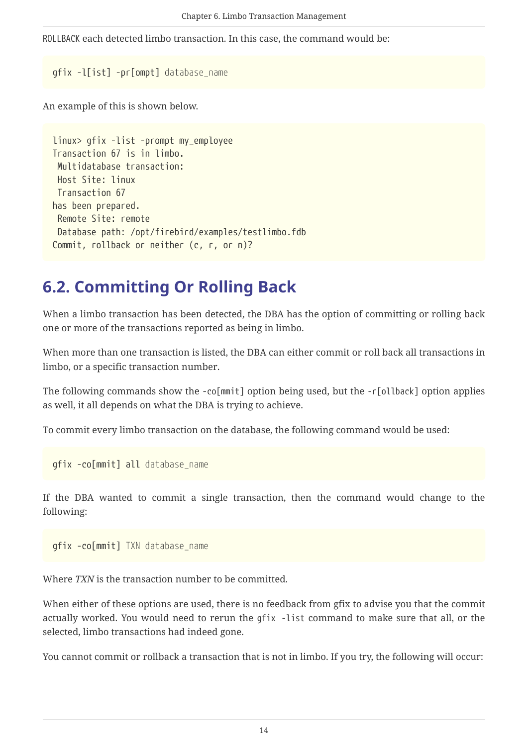`ROLLBACK` each detected limbo transaction. In this case, the command would be:

```
gfix -l[ist] -pr[ompt] database_name
```

An example of this is shown below.

```
linux> gfix -list -prompt my_employee
Transaction 67 is in limbo.
 Multidatabase transaction:
 Host Site: linux
 Transaction 67
has been prepared.
 Remote Site: remote
 Database path: /opt/firebird/examples/testlimbo.fdb
Commit, rollback or neither (c, r, or n)?
```

## 6.2. Committing Or Rolling Back

When a limbo transaction has been detected, the DBA has the option of committing or rolling back one or more of the transactions reported as being in limbo.

When more than one transaction is listed, the DBA can either commit or roll back all transactions in limbo, or a specific transaction number.

The following commands show the `-co[mmit]` option being used, but the `-r[ollback]` option applies as well, it all depends on what the DBA is trying to achieve.

To commit every limbo transaction on the database, the following command would be used:

```
gfix -co[mmit] all database_name
```

If the DBA wanted to commit a single transaction, then the command would change to the following:

```
gfix -co[mmit] TXN database_name
```

Where *TXN* is the transaction number to be committed.

When either of these options are used, there is no feedback from gfix to advise you that the commit actually worked. You would need to rerun the `gfix -list` command to make sure that all, or the selected, limbo transactions had indeed gone.

You cannot commit or rollback a transaction that is not in limbo. If you try, the following will occur: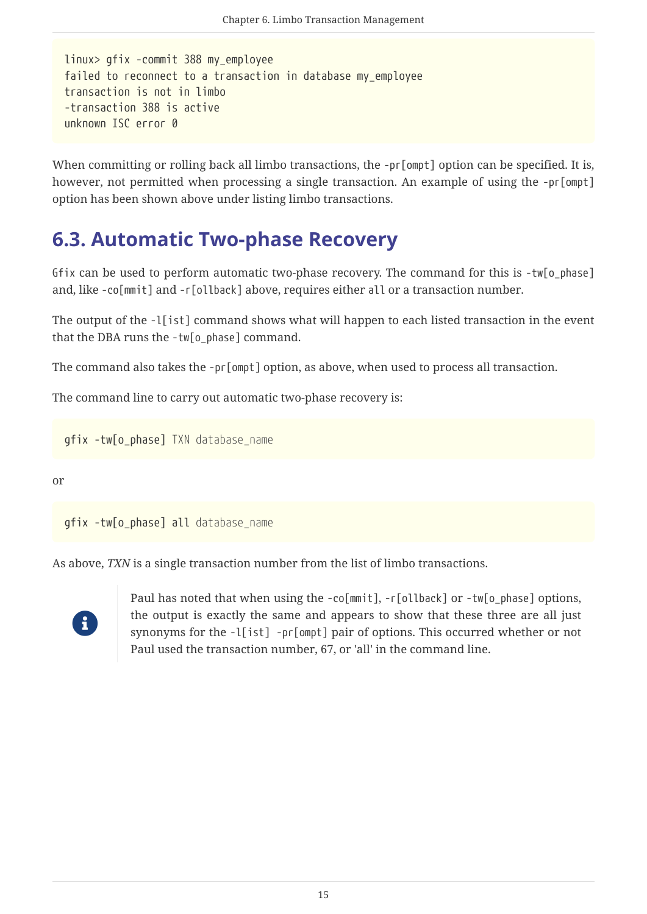```
linux> gfix -commit 388 my_employee
failed to reconnect to a transaction in database my_employee
transaction is not in limbo
-transaction 388 is active
unknown ISC error 0
```

When committing or rolling back all limbo transactions, the `-pr[ompt]` option can be specified. It is, however, not permitted when processing a single transaction. An example of using the `-pr[ompt]` option has been shown above under listing limbo transactions.

## 6.3. Automatic Two-phase Recovery

`Gfix` can be used to perform automatic two-phase recovery. The command for this is `-tw[o_phase]` and, like `-co[mmit]` and `-r[ollback]` above, requires either `all` or a transaction number.

The output of the `-l[ist]` command shows what will happen to each listed transaction in the event that the DBA runs the `-tw[o_phase]` command.

The command also takes the `-pr[ompt]` option, as above, when used to process all transaction.

The command line to carry out automatic two-phase recovery is:

```
gfix -tw[o_phase] TXN database_name
```

or

```
gfix -tw[o_phase] all database_name
```

As above, *TXN* is a single transaction number from the list of limbo transactions.

> Paul has noted that when using the `-co[mmit]`, `-r[ollback]` or `-tw[o_phase]` options, the output is exactly the same and appears to show that these three are all just synonyms for the `-l[ist] -pr[ompt]` pair of options. This occurred whether or not Paul used the transaction number, 67, or 'all' in the command line.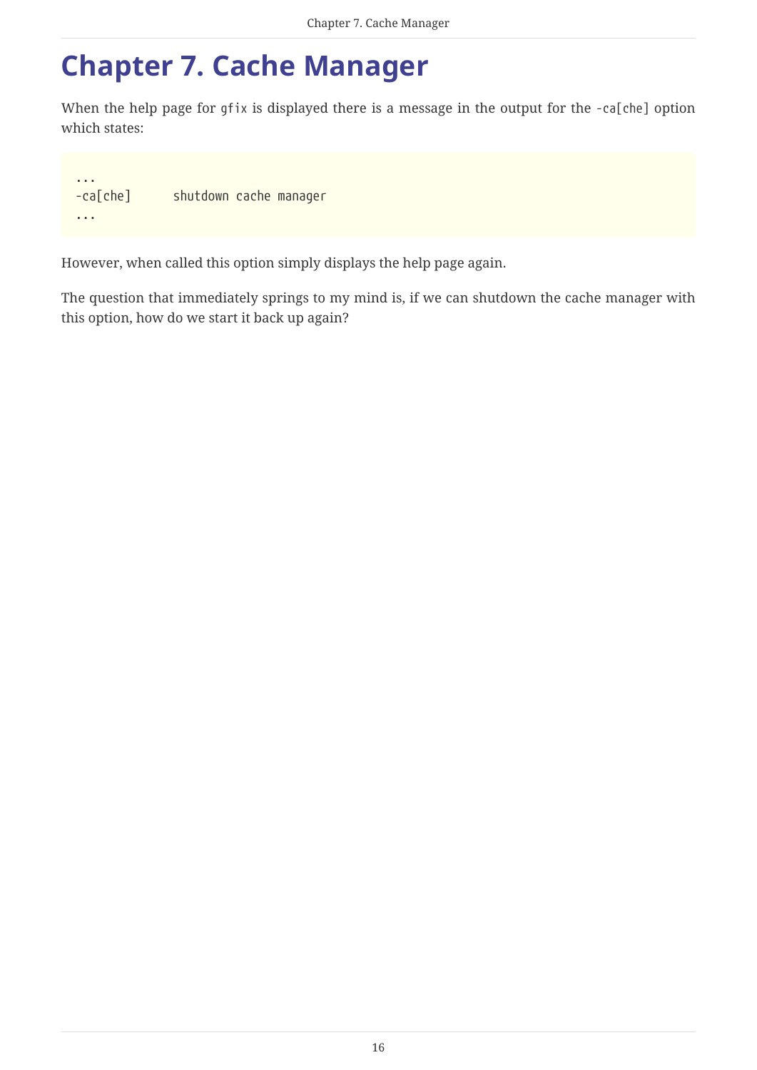# Chapter 7. Cache Manager

When the help page for `gfix` is displayed there is a message in the output for the `-ca[che]` option which states:

```
...
-ca[che]       shutdown cache manager
...
```

However, when called this option simply displays the help page again.

The question that immediately springs to my mind is, if we can shutdown the cache manager with this option, how do we start it back up again?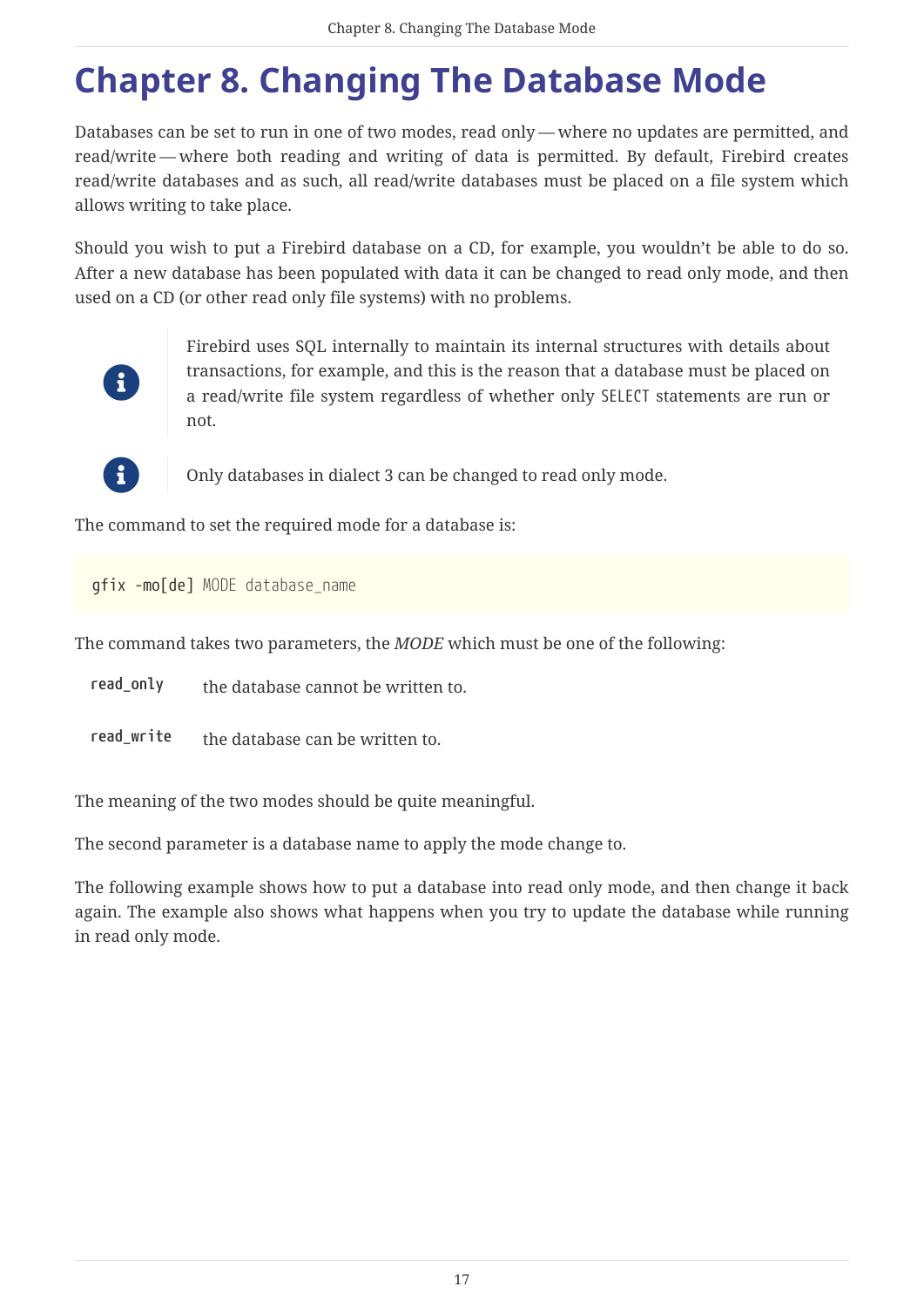# Chapter 8. Changing The Database Mode

Databases can be set to run in one of two modes, read only — where no updates are permitted, and read/write — where both reading and writing of data is permitted. By default, Firebird creates read/write databases and as such, all read/write databases must be placed on a file system which allows writing to take place.

Should you wish to put a Firebird database on a CD, for example, you wouldn't be able to do so. After a new database has been populated with data it can be changed to read only mode, and then used on a CD (or other read only file systems) with no problems.

> Firebird uses SQL internally to maintain its internal structures with details about transactions, for example, and this is the reason that a database must be placed on a read/write file system regardless of whether only `SELECT` statements are run or not.

> Only databases in dialect 3 can be changed to read only mode.

The command to set the required mode for a database is:

```
gfix -mo[de] MODE database_name
```

The command takes two parameters, the *MODE* which must be one of the following:

**`read_only`** the database cannot be written to.

**`read_write`** the database can be written to.

The meaning of the two modes should be quite meaningful.

The second parameter is a database name to apply the mode change to.

The following example shows how to put a database into read only mode, and then change it back again. The example also shows what happens when you try to update the database while running in read only mode.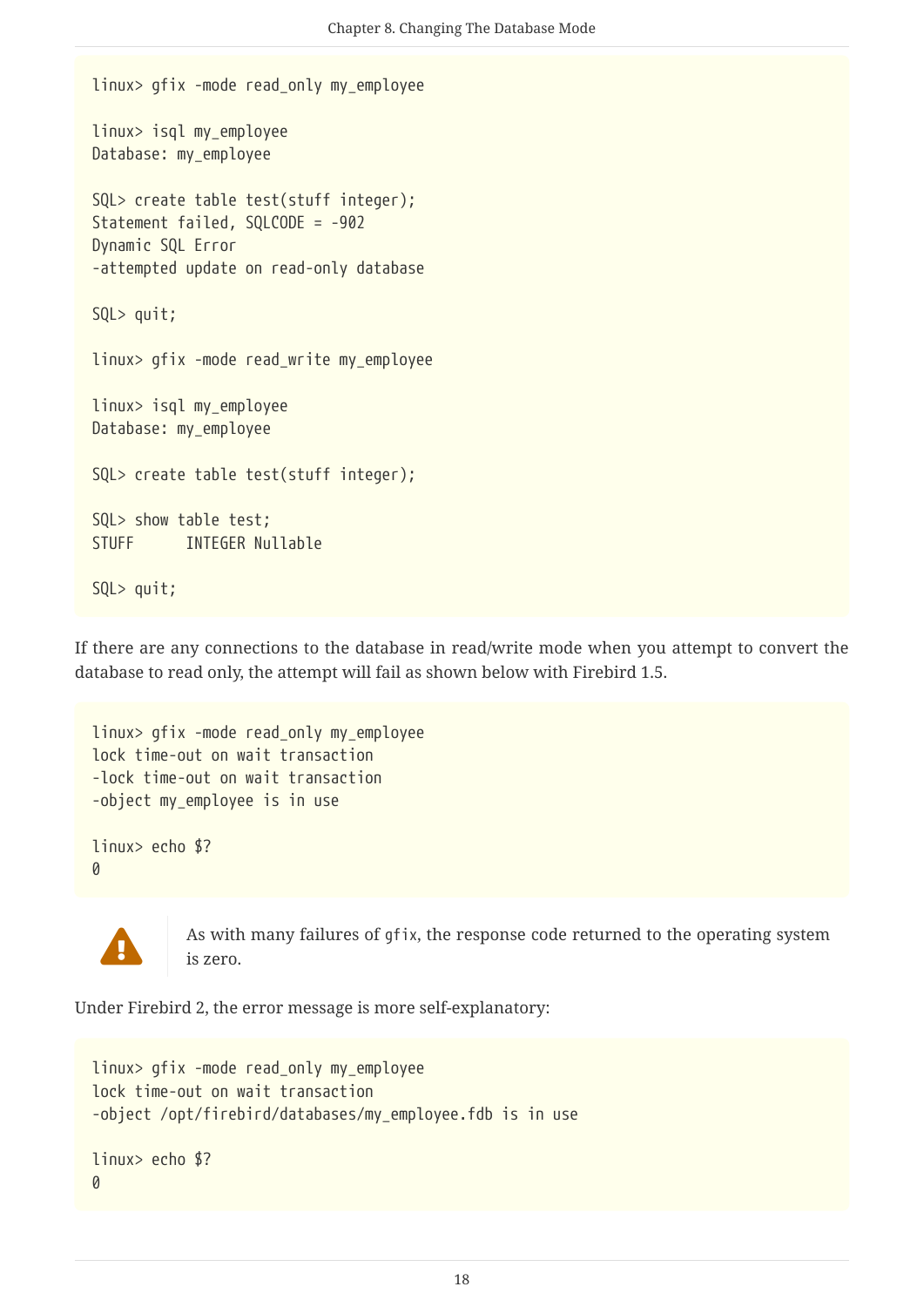```
linux> gfix -mode read_only my_employee

linux> isql my_employee
Database: my_employee

SQL> create table test(stuff integer);
Statement failed, SQLCODE = -902
Dynamic SQL Error
-attempted update on read-only database

SQL> quit;

linux> gfix -mode read_write my_employee

linux> isql my_employee
Database: my_employee

SQL> create table test(stuff integer);

SQL> show table test;
STUFF       INTEGER Nullable

SQL> quit;
```

If there are any connections to the database in read/write mode when you attempt to convert the database to read only, the attempt will fail as shown below with Firebird 1.5.

```
linux> gfix -mode read_only my_employee
lock time-out on wait transaction
-lock time-out on wait transaction
-object my_employee is in use

linux> echo $?
0
```

> **Warning:** As with many failures of `gfix`, the response code returned to the operating system is zero.

Under Firebird 2, the error message is more self-explanatory:

```
linux> gfix -mode read_only my_employee
lock time-out on wait transaction
-object /opt/firebird/databases/my_employee.fdb is in use

linux> echo $?
0
```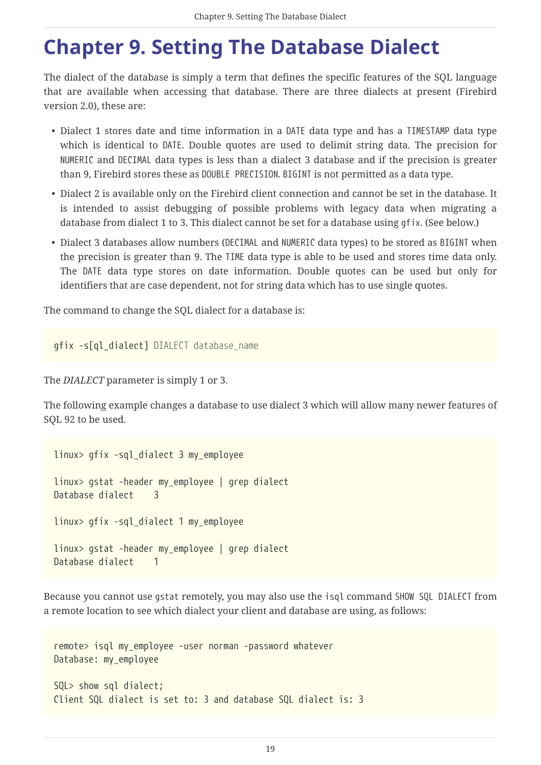# Chapter 9. Setting The Database Dialect

The dialect of the database is simply a term that defines the specific features of the SQL language that are available when accessing that database. There are three dialects at present (Firebird version 2.0), these are:

- Dialect 1 stores date and time information in a `DATE` data type and has a `TIMESTAMP` data type which is identical to `DATE`. Double quotes are used to delimit string data. The precision for `NUMERIC` and `DECIMAL` data types is less than a dialect 3 database and if the precision is greater than 9, Firebird stores these as `DOUBLE PRECISION`. `BIGINT` is not permitted as a data type.
- Dialect 2 is available only on the Firebird client connection and cannot be set in the database. It is intended to assist debugging of possible problems with legacy data when migrating a database from dialect 1 to 3. This dialect cannot be set for a database using `gfix`. (See below.)
- Dialect 3 databases allow numbers (`DECIMAL` and `NUMERIC` data types) to be stored as `BIGINT` when the precision is greater than 9. The `TIME` data type is able to be used and stores time data only. The `DATE` data type stores on date information. Double quotes can be used but only for identifiers that are case dependent, not for string data which has to use single quotes.

The command to change the SQL dialect for a database is:

```
gfix -s[ql_dialect] DIALECT database_name
```

The *DIALECT* parameter is simply 1 or 3.

The following example changes a database to use dialect 3 which will allow many newer features of SQL 92 to be used.

```
linux> gfix -sql_dialect 3 my_employee

linux> gstat -header my_employee | grep dialect
Database dialect    3

linux> gfix -sql_dialect 1 my_employee

linux> gstat -header my_employee | grep dialect
Database dialect    1
```

Because you cannot use `gstat` remotely, you may also use the `isql` command `SHOW SQL DIALECT` from a remote location to see which dialect your client and database are using, as follows:

```
remote> isql my_employee -user norman -password whatever
Database: my_employee

SQL> show sql dialect;
Client SQL dialect is set to: 3 and database SQL dialect is: 3
```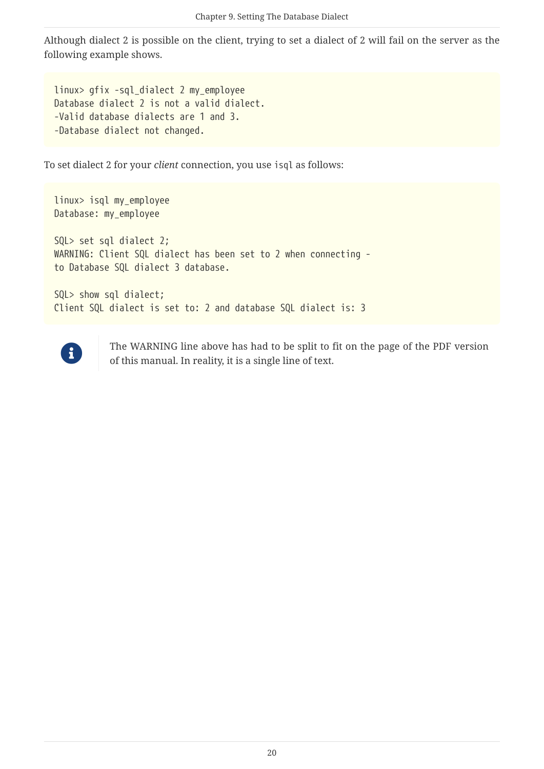Although dialect 2 is possible on the client, trying to set a dialect of 2 will fail on the server as the following example shows.

```
linux> gfix -sql_dialect 2 my_employee
Database dialect 2 is not a valid dialect.
-Valid database dialects are 1 and 3.
-Database dialect not changed.
```

To set dialect 2 for your *client* connection, you use `isql` as follows:

```
linux> isql my_employee
Database: my_employee

SQL> set sql dialect 2;
WARNING: Client SQL dialect has been set to 2 when connecting -
to Database SQL dialect 3 database.

SQL> show sql dialect;
Client SQL dialect is set to: 2 and database SQL dialect is: 3
```

> The WARNING line above has had to be split to fit on the page of the PDF version of this manual. In reality, it is a single line of text.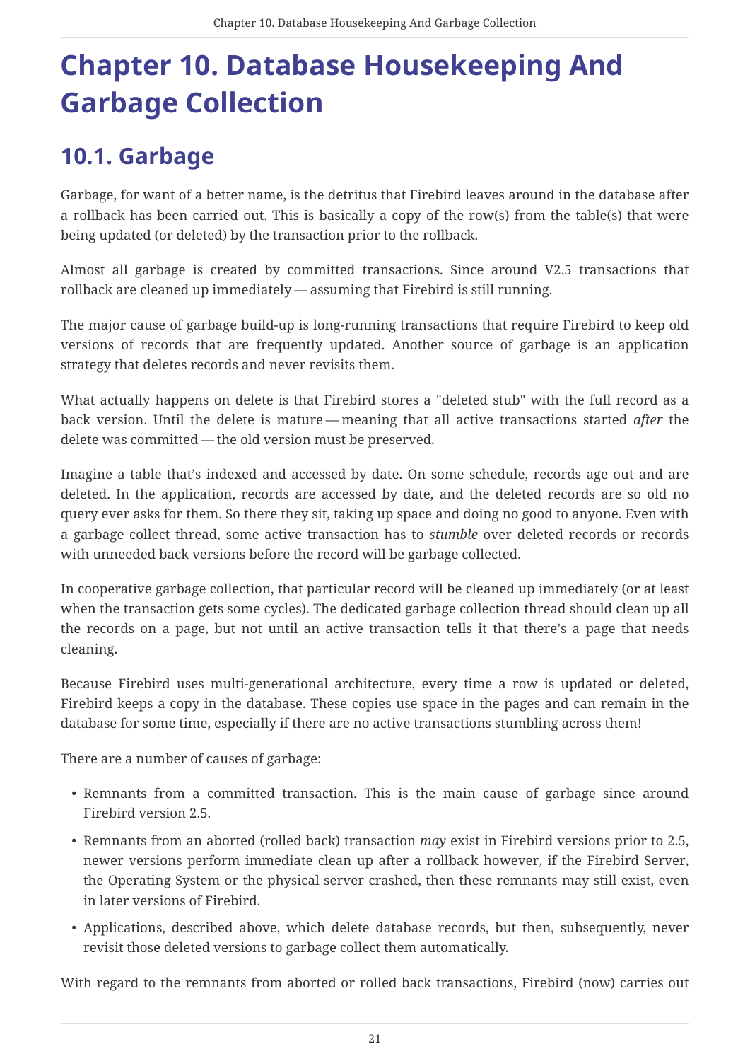# Chapter 10. Database Housekeeping And Garbage Collection

## 10.1. Garbage

Garbage, for want of a better name, is the detritus that Firebird leaves around in the database after a rollback has been carried out. This is basically a copy of the row(s) from the table(s) that were being updated (or deleted) by the transaction prior to the rollback.

Almost all garbage is created by committed transactions. Since around V2.5 transactions that rollback are cleaned up immediately — assuming that Firebird is still running.

The major cause of garbage build-up is long-running transactions that require Firebird to keep old versions of records that are frequently updated. Another source of garbage is an application strategy that deletes records and never revisits them.

What actually happens on delete is that Firebird stores a "deleted stub" with the full record as a back version. Until the delete is mature — meaning that all active transactions started *after* the delete was committed — the old version must be preserved.

Imagine a table that's indexed and accessed by date. On some schedule, records age out and are deleted. In the application, records are accessed by date, and the deleted records are so old no query ever asks for them. So there they sit, taking up space and doing no good to anyone. Even with a garbage collect thread, some active transaction has to *stumble* over deleted records or records with unneeded back versions before the record will be garbage collected.

In cooperative garbage collection, that particular record will be cleaned up immediately (or at least when the transaction gets some cycles). The dedicated garbage collection thread should clean up all the records on a page, but not until an active transaction tells it that there's a page that needs cleaning.

Because Firebird uses multi-generational architecture, every time a row is updated or deleted, Firebird keeps a copy in the database. These copies use space in the pages and can remain in the database for some time, especially if there are no active transactions stumbling across them!

There are a number of causes of garbage:

- Remnants from a committed transaction. This is the main cause of garbage since around Firebird version 2.5.
- Remnants from an aborted (rolled back) transaction *may* exist in Firebird versions prior to 2.5, newer versions perform immediate clean up after a rollback however, if the Firebird Server, the Operating System or the physical server crashed, then these remnants may still exist, even in later versions of Firebird.
- Applications, described above, which delete database records, but then, subsequently, never revisit those deleted versions to garbage collect them automatically.

With regard to the remnants from aborted or rolled back transactions, Firebird (now) carries out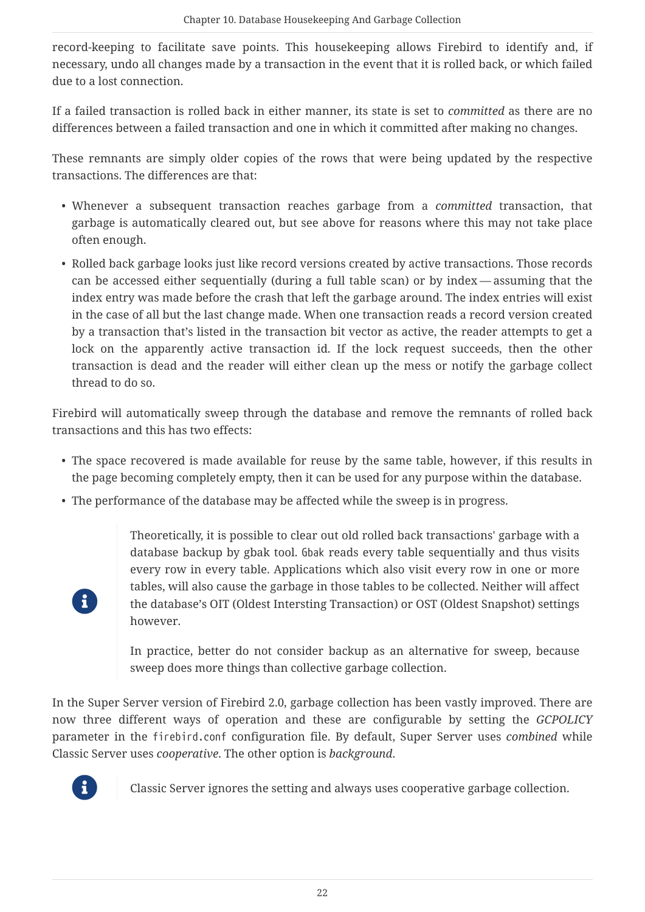record-keeping to facilitate save points. This housekeeping allows Firebird to identify and, if necessary, undo all changes made by a transaction in the event that it is rolled back, or which failed due to a lost connection.

If a failed transaction is rolled back in either manner, its state is set to *committed* as there are no differences between a failed transaction and one in which it committed after making no changes.

These remnants are simply older copies of the rows that were being updated by the respective transactions. The differences are that:

- Whenever a subsequent transaction reaches garbage from a *committed* transaction, that garbage is automatically cleared out, but see above for reasons where this may not take place often enough.
- Rolled back garbage looks just like record versions created by active transactions. Those records can be accessed either sequentially (during a full table scan) or by index — assuming that the index entry was made before the crash that left the garbage around. The index entries will exist in the case of all but the last change made. When one transaction reads a record version created by a transaction that's listed in the transaction bit vector as active, the reader attempts to get a lock on the apparently active transaction id. If the lock request succeeds, then the other transaction is dead and the reader will either clean up the mess or notify the garbage collect thread to do so.

Firebird will automatically sweep through the database and remove the remnants of rolled back transactions and this has two effects:

- The space recovered is made available for reuse by the same table, however, if this results in the page becoming completely empty, then it can be used for any purpose within the database.
- The performance of the database may be affected while the sweep is in progress.

> Theoretically, it is possible to clear out old rolled back transactions' garbage with a database backup by gbak tool. `Gbak` reads every table sequentially and thus visits every row in every table. Applications which also visit every row in one or more tables, will also cause the garbage in those tables to be collected. Neither will affect the database's OIT (Oldest Intersting Transaction) or OST (Oldest Snapshot) settings however.
>
> In practice, better do not consider backup as an alternative for sweep, because sweep does more things than collective garbage collection.

In the Super Server version of Firebird 2.0, garbage collection has been vastly improved. There are now three different ways of operation and these are configurable by setting the *GCPOLICY* parameter in the `firebird.conf` configuration file. By default, Super Server uses *combined* while Classic Server uses *cooperative*. The other option is *background*.

> Classic Server ignores the setting and always uses cooperative garbage collection.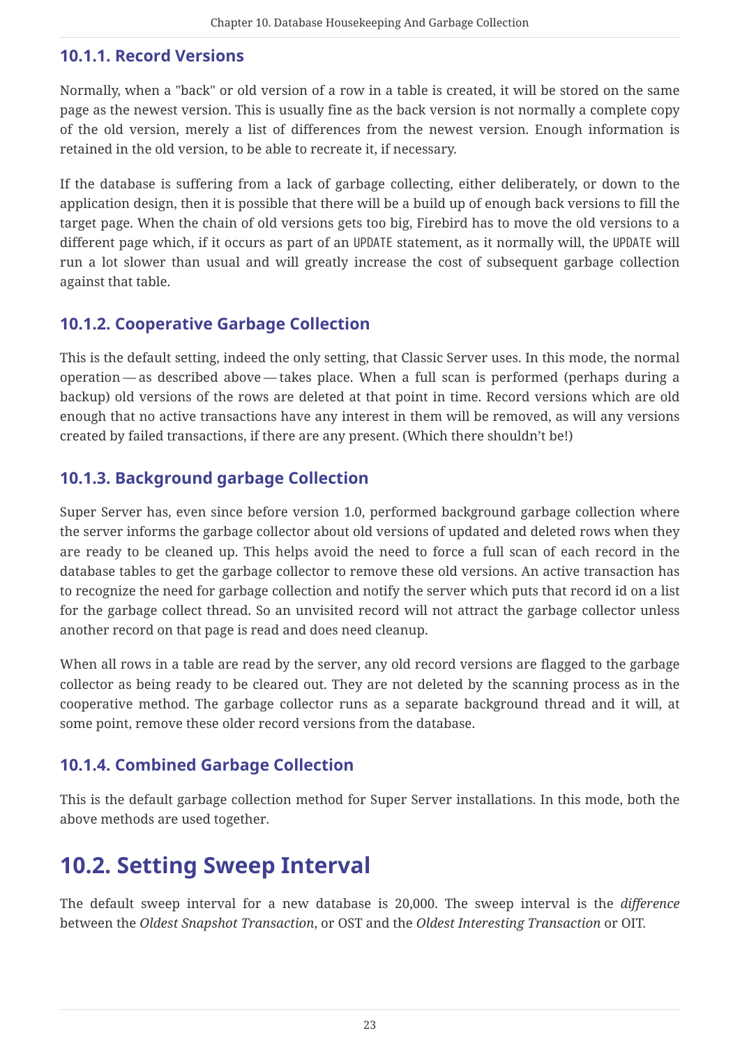### 10.1.1. Record Versions

Normally, when a "back" or old version of a row in a table is created, it will be stored on the same page as the newest version. This is usually fine as the back version is not normally a complete copy of the old version, merely a list of differences from the newest version. Enough information is retained in the old version, to be able to recreate it, if necessary.

If the database is suffering from a lack of garbage collecting, either deliberately, or down to the application design, then it is possible that there will be a build up of enough back versions to fill the target page. When the chain of old versions gets too big, Firebird has to move the old versions to a different page which, if it occurs as part of an `UPDATE` statement, as it normally will, the `UPDATE` will run a lot slower than usual and will greatly increase the cost of subsequent garbage collection against that table.

### 10.1.2. Cooperative Garbage Collection

This is the default setting, indeed the only setting, that Classic Server uses. In this mode, the normal operation — as described above — takes place. When a full scan is performed (perhaps during a backup) old versions of the rows are deleted at that point in time. Record versions which are old enough that no active transactions have any interest in them will be removed, as will any versions created by failed transactions, if there are any present. (Which there shouldn't be!)

### 10.1.3. Background garbage Collection

Super Server has, even since before version 1.0, performed background garbage collection where the server informs the garbage collector about old versions of updated and deleted rows when they are ready to be cleaned up. This helps avoid the need to force a full scan of each record in the database tables to get the garbage collector to remove these old versions. An active transaction has to recognize the need for garbage collection and notify the server which puts that record id on a list for the garbage collect thread. So an unvisited record will not attract the garbage collector unless another record on that page is read and does need cleanup.

When all rows in a table are read by the server, any old record versions are flagged to the garbage collector as being ready to be cleared out. They are not deleted by the scanning process as in the cooperative method. The garbage collector runs as a separate background thread and it will, at some point, remove these older record versions from the database.

### 10.1.4. Combined Garbage Collection

This is the default garbage collection method for Super Server installations. In this mode, both the above methods are used together.

## 10.2. Setting Sweep Interval

The default sweep interval for a new database is 20,000. The sweep interval is the *difference* between the *Oldest Snapshot Transaction*, or OST and the *Oldest Interesting Transaction* or OIT.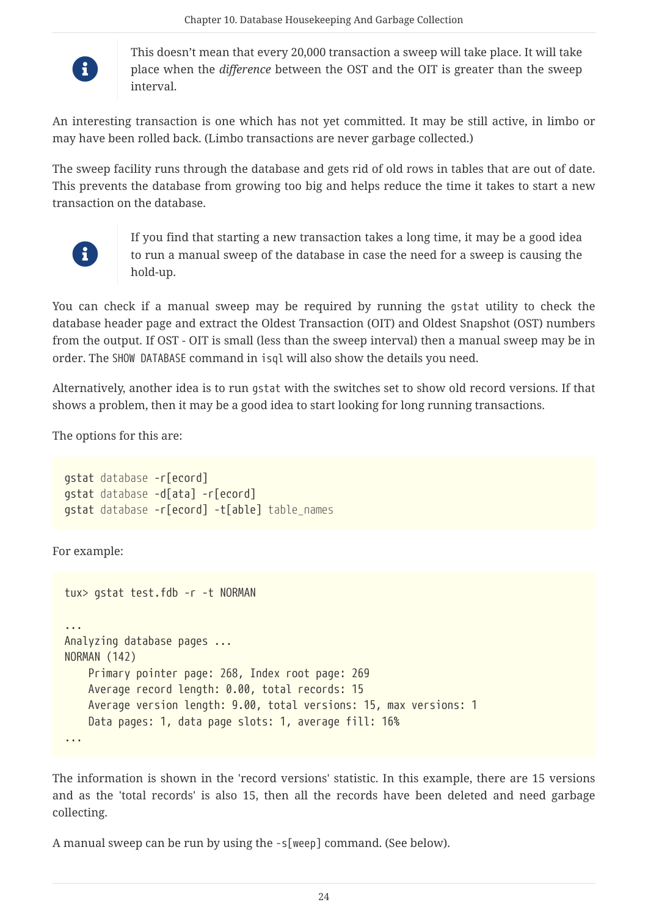> **Note:** This doesn't mean that every 20,000 transaction a sweep will take place. It will take place when the *difference* between the OST and the OIT is greater than the sweep interval.

An interesting transaction is one which has not yet committed. It may be still active, in limbo or may have been rolled back. (Limbo transactions are never garbage collected.)

The sweep facility runs through the database and gets rid of old rows in tables that are out of date. This prevents the database from growing too big and helps reduce the time it takes to start a new transaction on the database.

> **Note:** If you find that starting a new transaction takes a long time, it may be a good idea to run a manual sweep of the database in case the need for a sweep is causing the hold-up.

You can check if a manual sweep may be required by running the `gstat` utility to check the database header page and extract the Oldest Transaction (OIT) and Oldest Snapshot (OST) numbers from the output. If OST - OIT is small (less than the sweep interval) then a manual sweep may be in order. The `SHOW DATABASE` command in `isql` will also show the details you need.

Alternatively, another idea is to run `gstat` with the switches set to show old record versions. If that shows a problem, then it may be a good idea to start looking for long running transactions.

The options for this are:

```
gstat database -r[ecord]
gstat database -d[ata] -r[ecord]
gstat database -r[ecord] -t[able] table_names
```

For example:

```
tux> gstat test.fdb -r -t NORMAN

...
Analyzing database pages ...
NORMAN (142)
    Primary pointer page: 268, Index root page: 269
    Average record length: 0.00, total records: 15
    Average version length: 9.00, total versions: 15, max versions: 1
    Data pages: 1, data page slots: 1, average fill: 16%
...
```

The information is shown in the 'record versions' statistic. In this example, there are 15 versions and as the 'total records' is also 15, then all the records have been deleted and need garbage collecting.

A manual sweep can be run by using the `-s[weep]` command. (See below).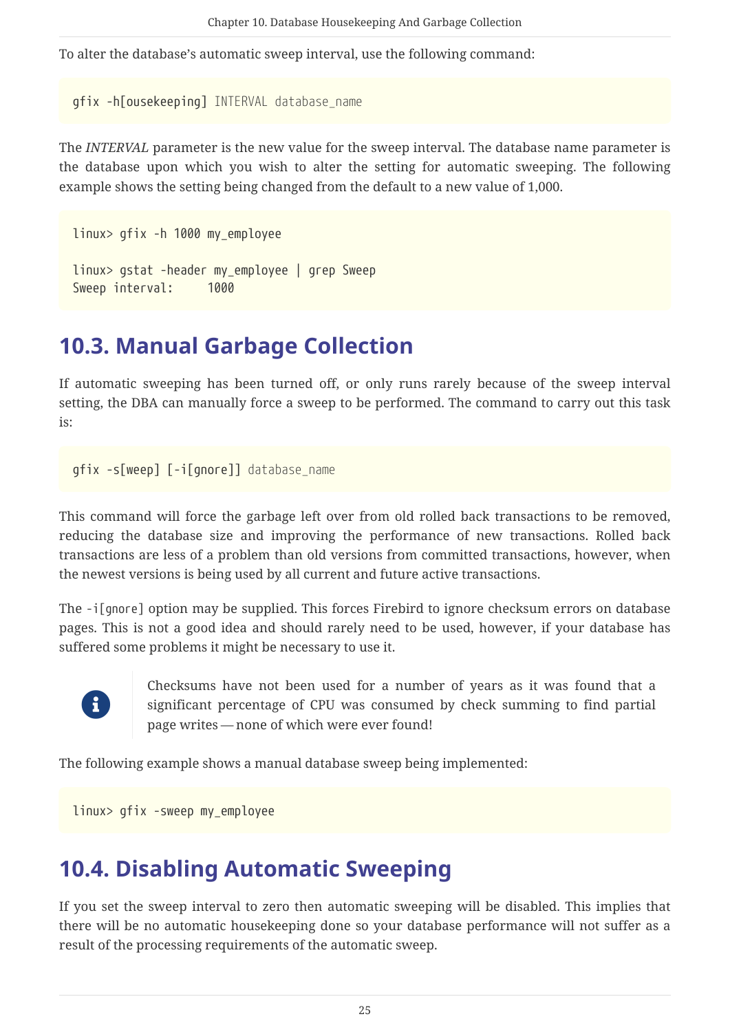To alter the database's automatic sweep interval, use the following command:

```
gfix -h[ousekeeping] INTERVAL database_name
```

The *INTERVAL* parameter is the new value for the sweep interval. The database name parameter is the database upon which you wish to alter the setting for automatic sweeping. The following example shows the setting being changed from the default to a new value of 1,000.

```
linux> gfix -h 1000 my_employee

linux> gstat -header my_employee | grep Sweep
Sweep interval:     1000
```

## 10.3. Manual Garbage Collection

If automatic sweeping has been turned off, or only runs rarely because of the sweep interval setting, the DBA can manually force a sweep to be performed. The command to carry out this task is:

```
gfix -s[weep] [-i[gnore]] database_name
```

This command will force the garbage left over from old rolled back transactions to be removed, reducing the database size and improving the performance of new transactions. Rolled back transactions are less of a problem than old versions from committed transactions, however, when the newest versions is being used by all current and future active transactions.

The `-i[gnore]` option may be supplied. This forces Firebird to ignore checksum errors on database pages. This is not a good idea and should rarely need to be used, however, if your database has suffered some problems it might be necessary to use it.

> Checksums have not been used for a number of years as it was found that a significant percentage of CPU was consumed by check summing to find partial page writes — none of which were ever found!

The following example shows a manual database sweep being implemented:

```
linux> gfix -sweep my_employee
```

## 10.4. Disabling Automatic Sweeping

If you set the sweep interval to zero then automatic sweeping will be disabled. This implies that there will be no automatic housekeeping done so your database performance will not suffer as a result of the processing requirements of the automatic sweep.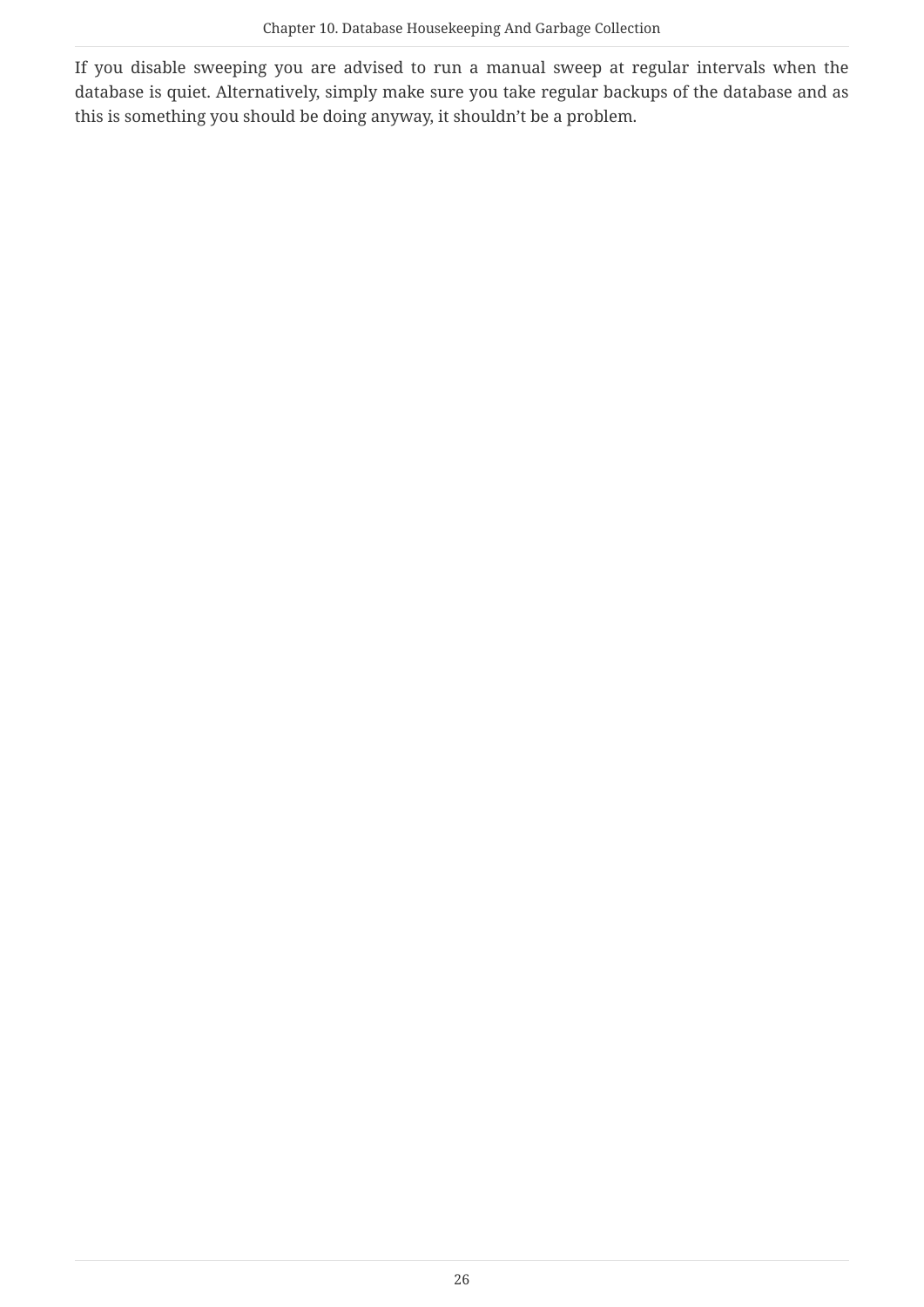If you disable sweeping you are advised to run a manual sweep at regular intervals when the database is quiet. Alternatively, simply make sure you take regular backups of the database and as this is something you should be doing anyway, it shouldn't be a problem.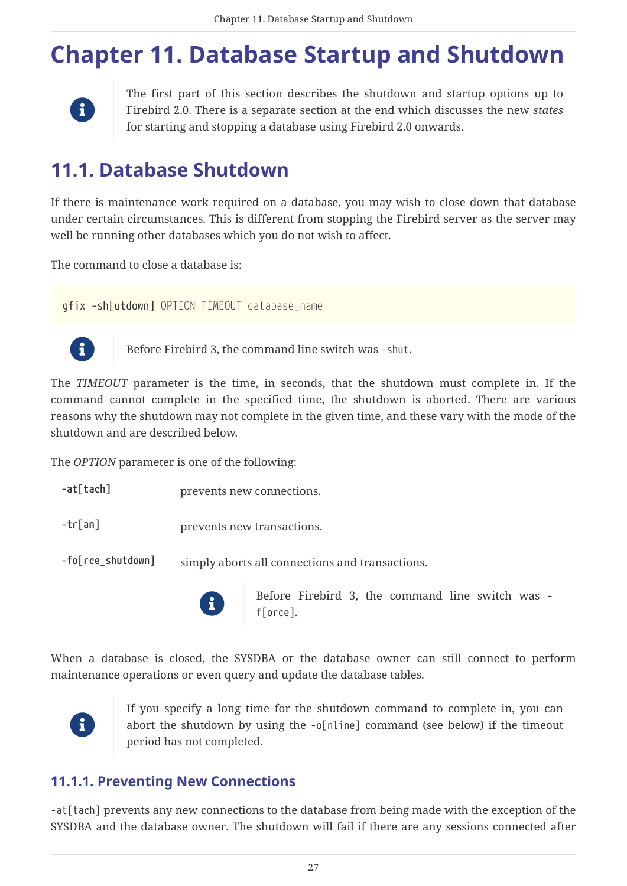// Chapter 11. Database Startup and Shutdown

# Chapter 11. Database Startup and Shutdown

> The first part of this section describes the shutdown and startup options up to Firebird 2.0. There is a separate section at the end which discusses the new *states* for starting and stopping a database using Firebird 2.0 onwards.

## 11.1. Database Shutdown

If there is maintenance work required on a database, you may wish to close down that database under certain circumstances. This is different from stopping the Firebird server as the server may well be running other databases which you do not wish to affect.

The command to close a database is:

```
gfix -sh[utdown] OPTION TIMEOUT database_name
```

> Before Firebird 3, the command line switch was `-shut`.

The *TIMEOUT* parameter is the time, in seconds, that the shutdown must complete in. If the command cannot complete in the specified time, the shutdown is aborted. There are various reasons why the shutdown may not complete in the given time, and these vary with the mode of the shutdown and are described below.

The *OPTION* parameter is one of the following:

**-at[tach]**
prevents new connections.

**-tr[an]**
prevents new transactions.

**-fo[rce_shutdown]**
simply aborts all connections and transactions.

> Before Firebird 3, the command line switch was `-f[orce]`.

When a database is closed, the SYSDBA or the database owner can still connect to perform maintenance operations or even query and update the database tables.

> If you specify a long time for the shutdown command to complete in, you can abort the shutdown by using the `-o[nline]` command (see below) if the timeout period has not completed.

### 11.1.1. Preventing New Connections

`-at[tach]` prevents any new connections to the database from being made with the exception of the SYSDBA and the database owner. The shutdown will fail if there are any sessions connected after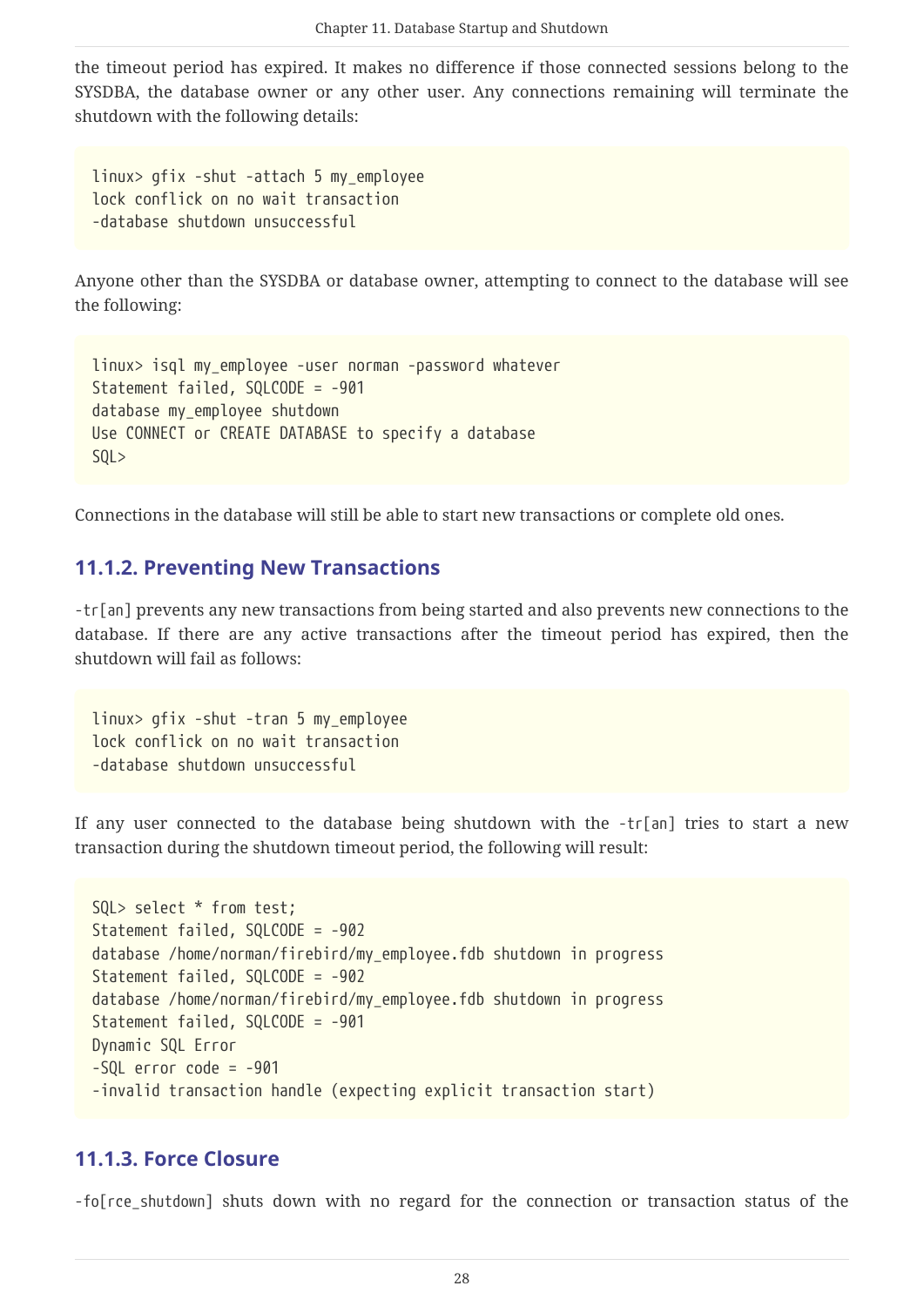the timeout period has expired. It makes no difference if those connected sessions belong to the SYSDBA, the database owner or any other user. Any connections remaining will terminate the shutdown with the following details:

```
linux> gfix -shut -attach 5 my_employee
lock conflict on no wait transaction
-database shutdown unsuccessful
```

Anyone other than the SYSDBA or database owner, attempting to connect to the database will see the following:

```
linux> isql my_employee -user norman -password whatever
Statement failed, SQLCODE = -901
database my_employee shutdown
Use CONNECT or CREATE DATABASE to specify a database
SQL>
```

Connections in the database will still be able to start new transactions or complete old ones.

### 11.1.2. Preventing New Transactions

`-tr[an]` prevents any new transactions from being started and also prevents new connections to the database. If there are any active transactions after the timeout period has expired, then the shutdown will fail as follows:

```
linux> gfix -shut -tran 5 my_employee
lock conflict on no wait transaction
-database shutdown unsuccessful
```

If any user connected to the database being shutdown with the `-tr[an]` tries to start a new transaction during the shutdown timeout period, the following will result:

```
SQL> select * from test;
Statement failed, SQLCODE = -902
database /home/norman/firebird/my_employee.fdb shutdown in progress
Statement failed, SQLCODE = -902
database /home/norman/firebird/my_employee.fdb shutdown in progress
Statement failed, SQLCODE = -901
Dynamic SQL Error
-SQL error code = -901
-invalid transaction handle (expecting explicit transaction start)
```

### 11.1.3. Force Closure

`-fo[rce_shutdown]` shuts down with no regard for the connection or transaction status of the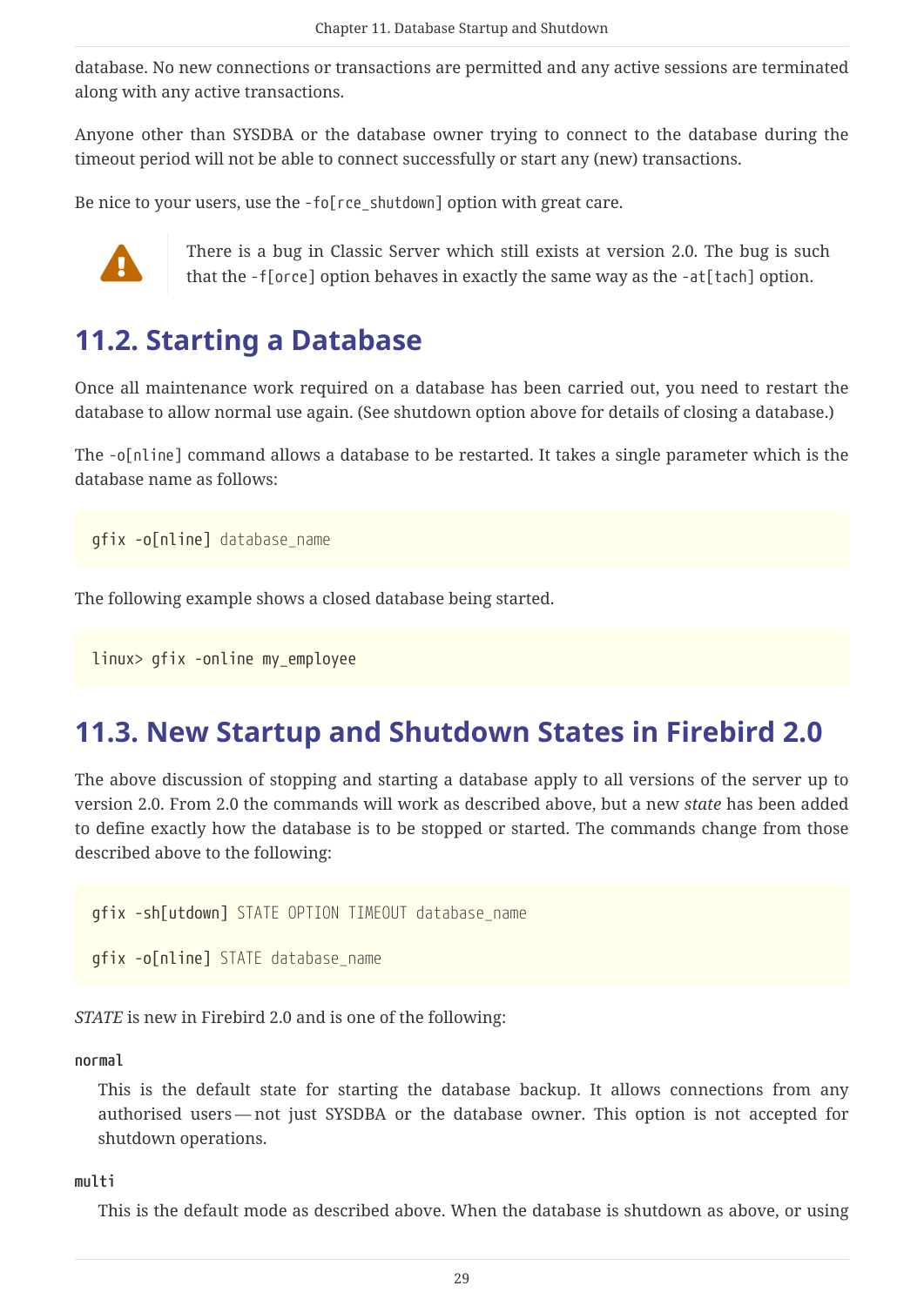database. No new connections or transactions are permitted and any active sessions are terminated along with any active transactions.

Anyone other than SYSDBA or the database owner trying to connect to the database during the timeout period will not be able to connect successfully or start any (new) transactions.

Be nice to your users, use the `-fo[rce_shutdown]` option with great care.

> **Warning:** There is a bug in Classic Server which still exists at version 2.0. The bug is such that the `-f[orce]` option behaves in exactly the same way as the `-at[tach]` option.

## 11.2. Starting a Database

Once all maintenance work required on a database has been carried out, you need to restart the database to allow normal use again. (See shutdown option above for details of closing a database.)

The `-o[nline]` command allows a database to be restarted. It takes a single parameter which is the database name as follows:

```
gfix -o[nline] database_name
```

The following example shows a closed database being started.

```
linux> gfix -online my_employee
```

## 11.3. New Startup and Shutdown States in Firebird 2.0

The above discussion of stopping and starting a database apply to all versions of the server up to version 2.0. From 2.0 the commands will work as described above, but a new *state* has been added to define exactly how the database is to be stopped or started. The commands change from those described above to the following:

```
gfix -sh[utdown] STATE OPTION TIMEOUT database_name

gfix -o[nline] STATE database_name
```

*STATE* is new in Firebird 2.0 and is one of the following:

**normal**

This is the default state for starting the database backup. It allows connections from any authorised users — not just SYSDBA or the database owner. This option is not accepted for shutdown operations.

**multi**

This is the default mode as described above. When the database is shutdown as above, or using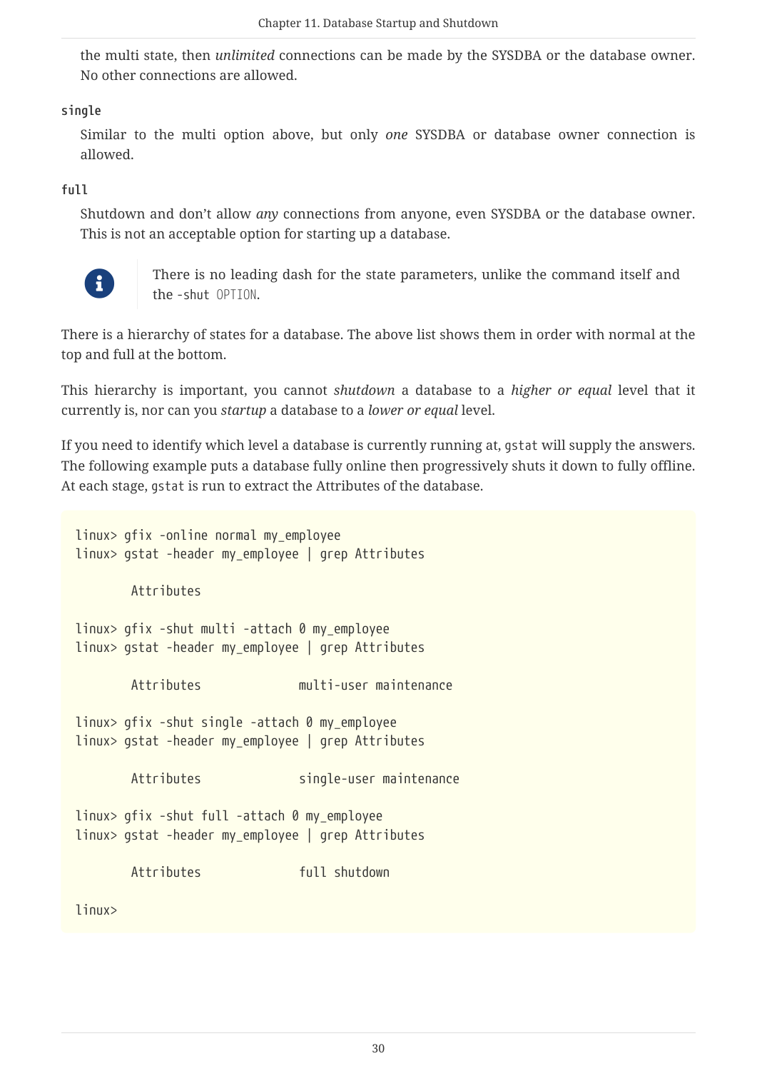the multi state, then *unlimited* connections can be made by the SYSDBA or the database owner. No other connections are allowed.

**single**

Similar to the multi option above, but only *one* SYSDBA or database owner connection is allowed.

**full**

Shutdown and don't allow *any* connections from anyone, even SYSDBA or the database owner. This is not an acceptable option for starting up a database.

> There is no leading dash for the state parameters, unlike the command itself and the `-shut OPTION`.

There is a hierarchy of states for a database. The above list shows them in order with normal at the top and full at the bottom.

This hierarchy is important, you cannot *shutdown* a database to a *higher or equal* level that it currently is, nor can you *startup* a database to a *lower or equal* level.

If you need to identify which level a database is currently running at, `gstat` will supply the answers. The following example puts a database fully online then progressively shuts it down to fully offline. At each stage, `gstat` is run to extract the Attributes of the database.

```
linux> gfix -online normal my_employee
linux> gstat -header my_employee | grep Attributes

        Attributes

linux> gfix -shut multi -attach 0 my_employee
linux> gstat -header my_employee | grep Attributes

        Attributes              multi-user maintenance

linux> gfix -shut single -attach 0 my_employee
linux> gstat -header my_employee | grep Attributes

        Attributes              single-user maintenance

linux> gfix -shut full -attach 0 my_employee
linux> gstat -header my_employee | grep Attributes

        Attributes              full shutdown

linux>
```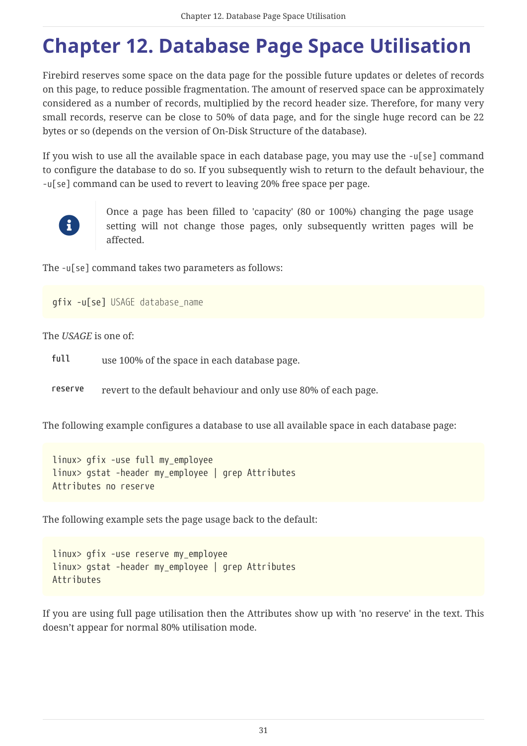# Chapter 12. Database Page Space Utilisation

Firebird reserves some space on the data page for the possible future updates or deletes of records on this page, to reduce possible fragmentation. The amount of reserved space can be approximately considered as a number of records, multiplied by the record header size. Therefore, for many very small records, reserve can be close to 50% of data page, and for the single huge record can be 22 bytes or so (depends on the version of On-Disk Structure of the database).

If you wish to use all the available space in each database page, you may use the `-u[se]` command to configure the database to do so. If you subsequently wish to return to the default behaviour, the `-u[se]` command can be used to revert to leaving 20% free space per page.

> Once a page has been filled to 'capacity' (80 or 100%) changing the page usage setting will not change those pages, only subsequently written pages will be affected.

The `-u[se]` command takes two parameters as follows:

```
gfix -u[se] USAGE database_name
```

The *USAGE* is one of:

**`full`** use 100% of the space in each database page.

**`reserve`** revert to the default behaviour and only use 80% of each page.

The following example configures a database to use all available space in each database page:

```
linux> gfix -use full my_employee
linux> gstat -header my_employee | grep Attributes
Attributes no reserve
```

The following example sets the page usage back to the default:

```
linux> gfix -use reserve my_employee
linux> gstat -header my_employee | grep Attributes
Attributes
```

If you are using full page utilisation then the Attributes show up with 'no reserve' in the text. This doesn't appear for normal 80% utilisation mode.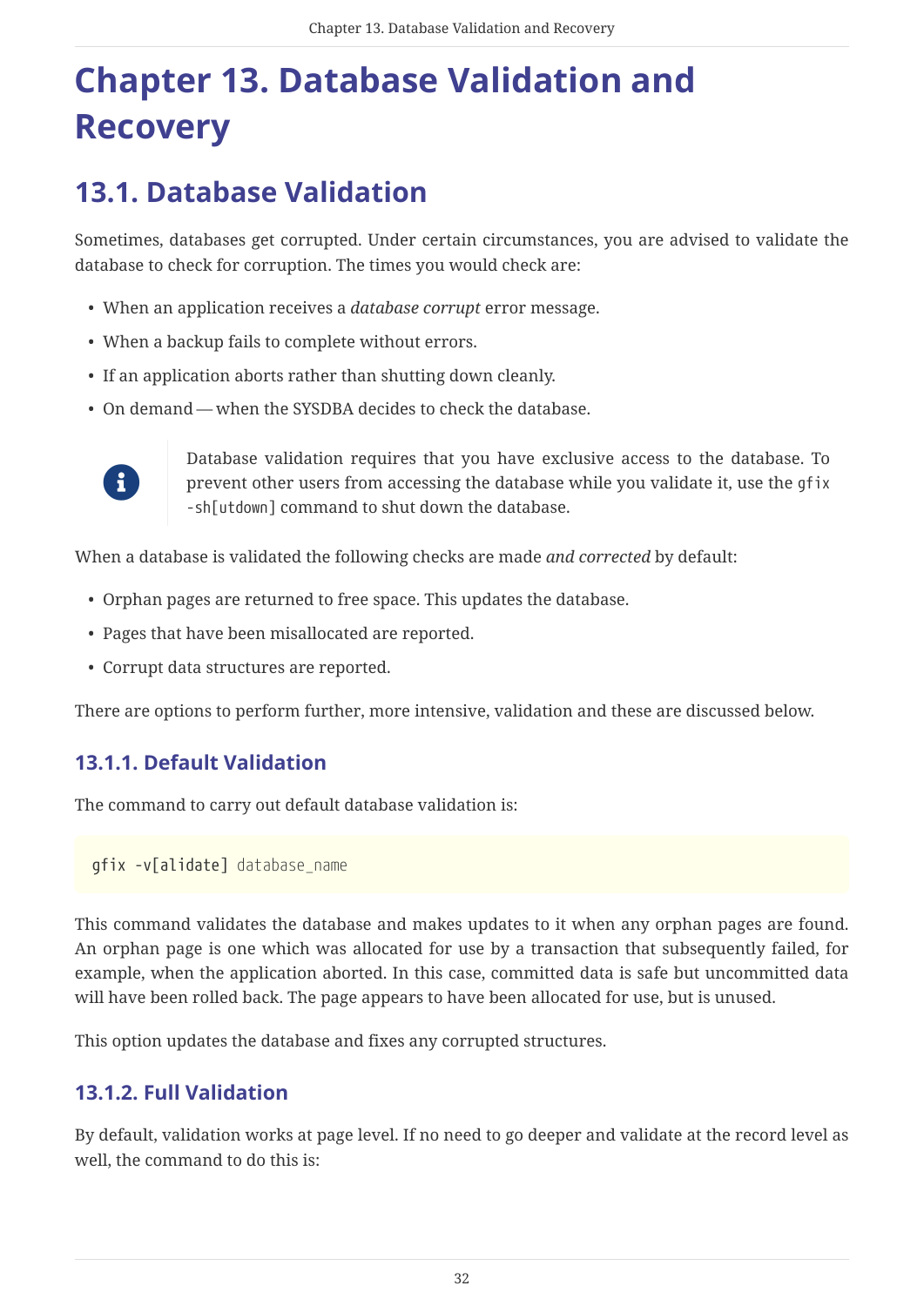# Chapter 13. Database Validation and Recovery

## 13.1. Database Validation

Sometimes, databases get corrupted. Under certain circumstances, you are advised to validate the database to check for corruption. The times you would check are:

- When an application receives a *database corrupt* error message.
- When a backup fails to complete without errors.
- If an application aborts rather than shutting down cleanly.
- On demand — when the SYSDBA decides to check the database.

> Database validation requires that you have exclusive access to the database. To prevent other users from accessing the database while you validate it, use the `gfix -sh[utdown]` command to shut down the database.

When a database is validated the following checks are made *and corrected* by default:

- Orphan pages are returned to free space. This updates the database.
- Pages that have been misallocated are reported.
- Corrupt data structures are reported.

There are options to perform further, more intensive, validation and these are discussed below.

### 13.1.1. Default Validation

The command to carry out default database validation is:

```
gfix -v[alidate] database_name
```

This command validates the database and makes updates to it when any orphan pages are found. An orphan page is one which was allocated for use by a transaction that subsequently failed, for example, when the application aborted. In this case, committed data is safe but uncommitted data will have been rolled back. The page appears to have been allocated for use, but is unused.

This option updates the database and fixes any corrupted structures.

### 13.1.2. Full Validation

By default, validation works at page level. If no need to go deeper and validate at the record level as well, the command to do this is: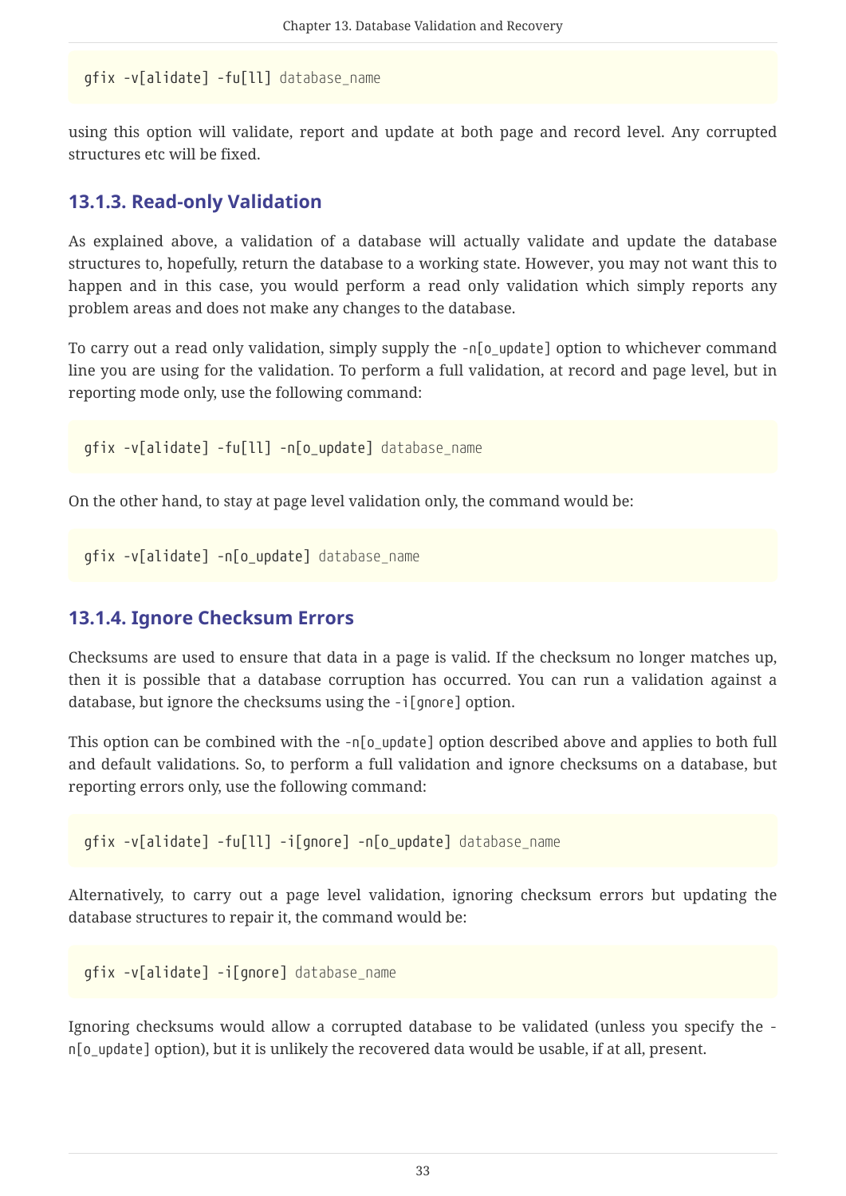```
gfix -v[alidate] -fu[ll] database_name
```

using this option will validate, report and update at both page and record level. Any corrupted structures etc will be fixed.

### 13.1.3. Read-only Validation

As explained above, a validation of a database will actually validate and update the database structures to, hopefully, return the database to a working state. However, you may not want this to happen and in this case, you would perform a read only validation which simply reports any problem areas and does not make any changes to the database.

To carry out a read only validation, simply supply the `-n[o_update]` option to whichever command line you are using for the validation. To perform a full validation, at record and page level, but in reporting mode only, use the following command:

```
gfix -v[alidate] -fu[ll] -n[o_update] database_name
```

On the other hand, to stay at page level validation only, the command would be:

```
gfix -v[alidate] -n[o_update] database_name
```

### 13.1.4. Ignore Checksum Errors

Checksums are used to ensure that data in a page is valid. If the checksum no longer matches up, then it is possible that a database corruption has occurred. You can run a validation against a database, but ignore the checksums using the `-i[gnore]` option.

This option can be combined with the `-n[o_update]` option described above and applies to both full and default validations. So, to perform a full validation and ignore checksums on a database, but reporting errors only, use the following command:

```
gfix -v[alidate] -fu[ll] -i[gnore] -n[o_update] database_name
```

Alternatively, to carry out a page level validation, ignoring checksum errors but updating the database structures to repair it, the command would be:

```
gfix -v[alidate] -i[gnore] database_name
```

Ignoring checksums would allow a corrupted database to be validated (unless you specify the `-n[o_update]` option), but it is unlikely the recovered data would be usable, if at all, present.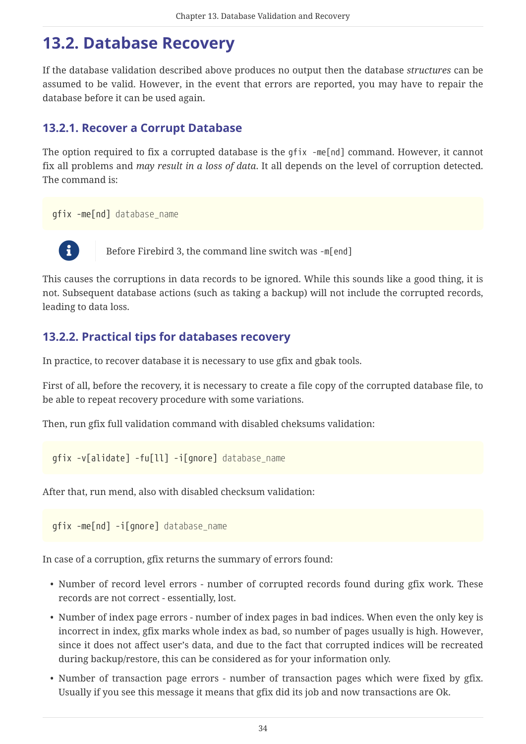## 13.2. Database Recovery

If the database validation described above produces no output then the database *structures* can be assumed to be valid. However, in the event that errors are reported, you may have to repair the database before it can be used again.

### 13.2.1. Recover a Corrupt Database

The option required to fix a corrupted database is the `gfix -me[nd]` command. However, it cannot fix all problems and *may result in a loss of data*. It all depends on the level of corruption detected. The command is:

```
gfix -me[nd] database_name
```

> Before Firebird 3, the command line switch was `-m[end]`

This causes the corruptions in data records to be ignored. While this sounds like a good thing, it is not. Subsequent database actions (such as taking a backup) will not include the corrupted records, leading to data loss.

### 13.2.2. Practical tips for databases recovery

In practice, to recover database it is necessary to use gfix and gbak tools.

First of all, before the recovery, it is necessary to create a file copy of the corrupted database file, to be able to repeat recovery procedure with some variations.

Then, run gfix full validation command with disabled cheksums validation:

```
gfix -v[alidate] -fu[ll] -i[gnore] database_name
```

After that, run mend, also with disabled checksum validation:

```
gfix -me[nd] -i[gnore] database_name
```

In case of a corruption, gfix returns the summary of errors found:

- Number of record level errors - number of corrupted records found during gfix work. These records are not correct - essentially, lost.
- Number of index page errors - number of index pages in bad indices. When even the only key is incorrect in index, gfix marks whole index as bad, so number of pages usually is high. However, since it does not affect user's data, and due to the fact that corrupted indices will be recreated during backup/restore, this can be considered as for your information only.
- Number of transaction page errors - number of transaction pages which were fixed by gfix. Usually if you see this message it means that gfix did its job and now transactions are Ok.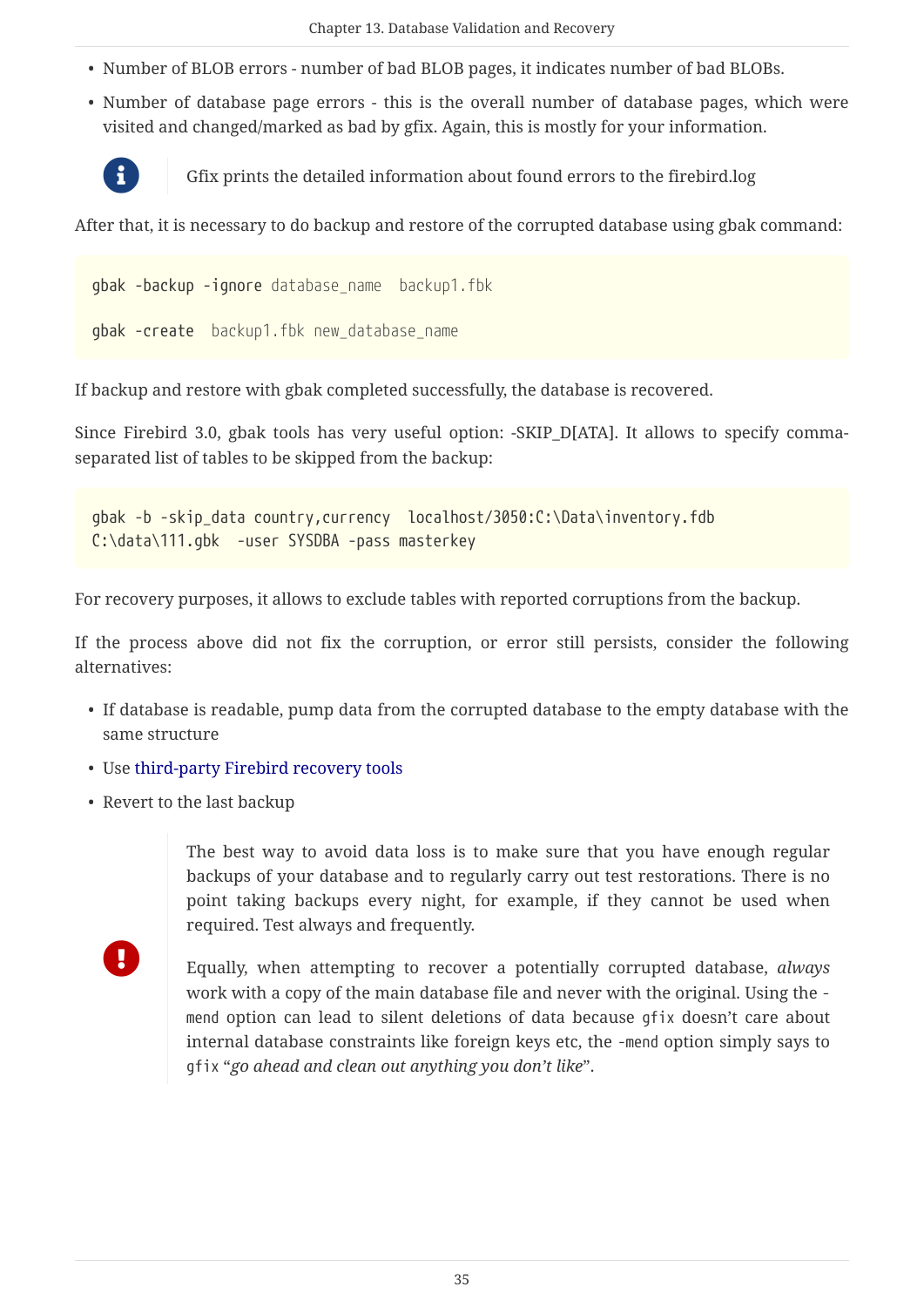- Number of BLOB errors - number of bad BLOB pages, it indicates number of bad BLOBs.
- Number of database page errors - this is the overall number of database pages, which were visited and changed/marked as bad by gfix. Again, this is mostly for your information.

> Gfix prints the detailed information about found errors to the firebird.log

After that, it is necessary to do backup and restore of the corrupted database using gbak command:

```
gbak -backup -ignore database_name  backup1.fbk

gbak -create  backup1.fbk new_database_name
```

If backup and restore with gbak completed successfully, the database is recovered.

Since Firebird 3.0, gbak tools has very useful option: -SKIP_D[ATA]. It allows to specify comma-separated list of tables to be skipped from the backup:

```
gbak -b -skip_data country,currency  localhost/3050:C:\Data\inventory.fdb
C:\data\111.gbk  -user SYSDBA -pass masterkey
```

For recovery purposes, it allows to exclude tables with reported corruptions from the backup.

If the process above did not fix the corruption, or error still persists, consider the following alternatives:

- If database is readable, pump data from the corrupted database to the empty database with the same structure
- Use third-party Firebird recovery tools
- Revert to the last backup

> The best way to avoid data loss is to make sure that you have enough regular backups of your database and to regularly carry out test restorations. There is no point taking backups every night, for example, if they cannot be used when required. Test always and frequently.
>
> Equally, when attempting to recover a potentially corrupted database, *always* work with a copy of the main database file and never with the original. Using the `-mend` option can lead to silent deletions of data because `gfix` doesn't care about internal database constraints like foreign keys etc, the `-mend` option simply says to `gfix` "*go ahead and clean out anything you don't like*".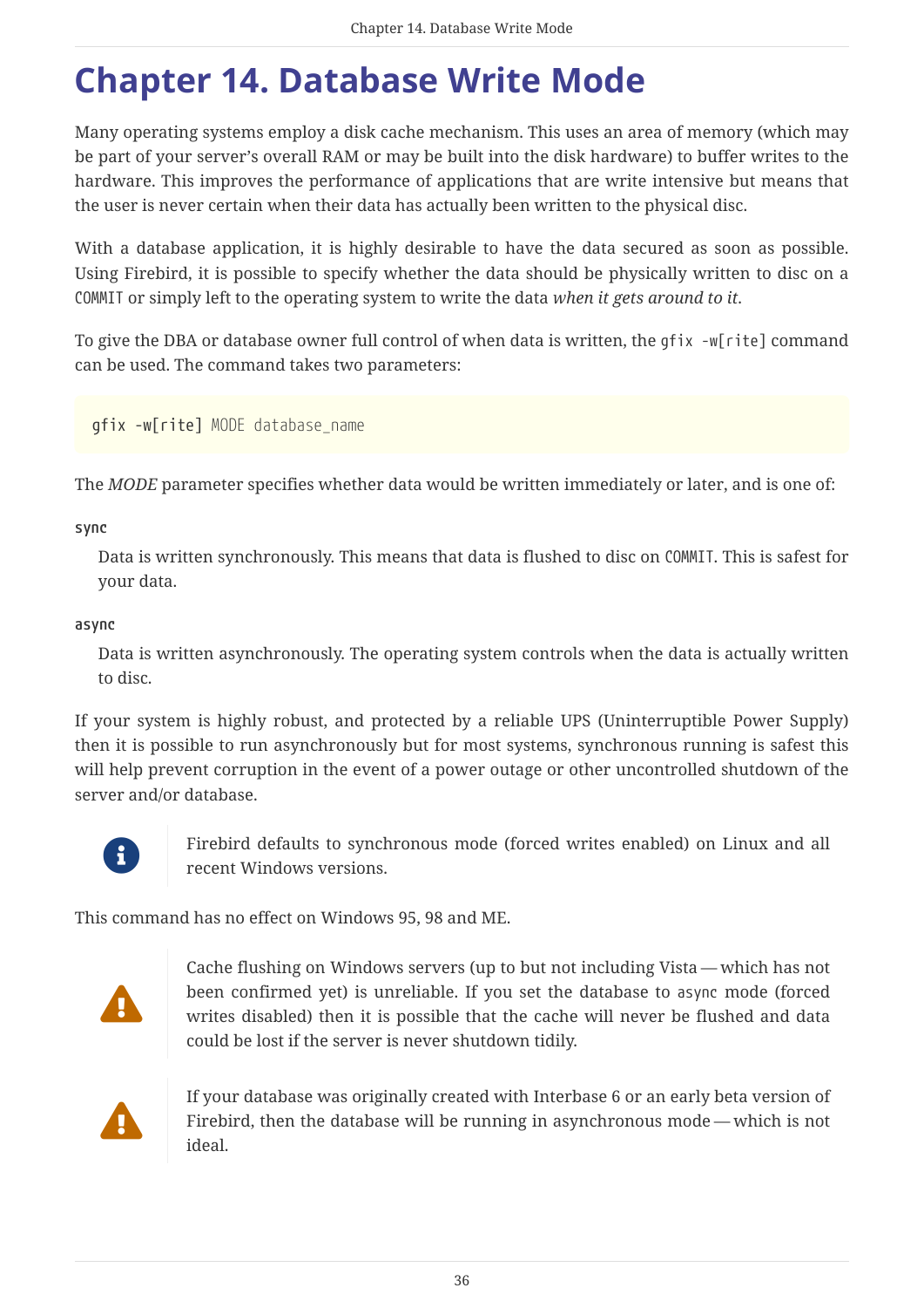# Chapter 14. Database Write Mode

Many operating systems employ a disk cache mechanism. This uses an area of memory (which may be part of your server's overall RAM or may be built into the disk hardware) to buffer writes to the hardware. This improves the performance of applications that are write intensive but means that the user is never certain when their data has actually been written to the physical disc.

With a database application, it is highly desirable to have the data secured as soon as possible. Using Firebird, it is possible to specify whether the data should be physically written to disc on a `COMMIT` or simply left to the operating system to write the data *when it gets around to it*.

To give the DBA or database owner full control of when data is written, the `gfix -w[rite]` command can be used. The command takes two parameters:

```
gfix -w[rite] MODE database_name
```

The *MODE* parameter specifies whether data would be written immediately or later, and is one of:

**sync**

Data is written synchronously. This means that data is flushed to disc on `COMMIT`. This is safest for your data.

**async**

Data is written asynchronously. The operating system controls when the data is actually written to disc.

If your system is highly robust, and protected by a reliable UPS (Uninterruptible Power Supply) then it is possible to run asynchronously but for most systems, synchronous running is safest this will help prevent corruption in the event of a power outage or other uncontrolled shutdown of the server and/or database.

> Firebird defaults to synchronous mode (forced writes enabled) on Linux and all recent Windows versions.

This command has no effect on Windows 95, 98 and ME.

> Cache flushing on Windows servers (up to but not including Vista — which has not been confirmed yet) is unreliable. If you set the database to `async` mode (forced writes disabled) then it is possible that the cache will never be flushed and data could be lost if the server is never shutdown tidily.

> If your database was originally created with Interbase 6 or an early beta version of Firebird, then the database will be running in asynchronous mode — which is not ideal.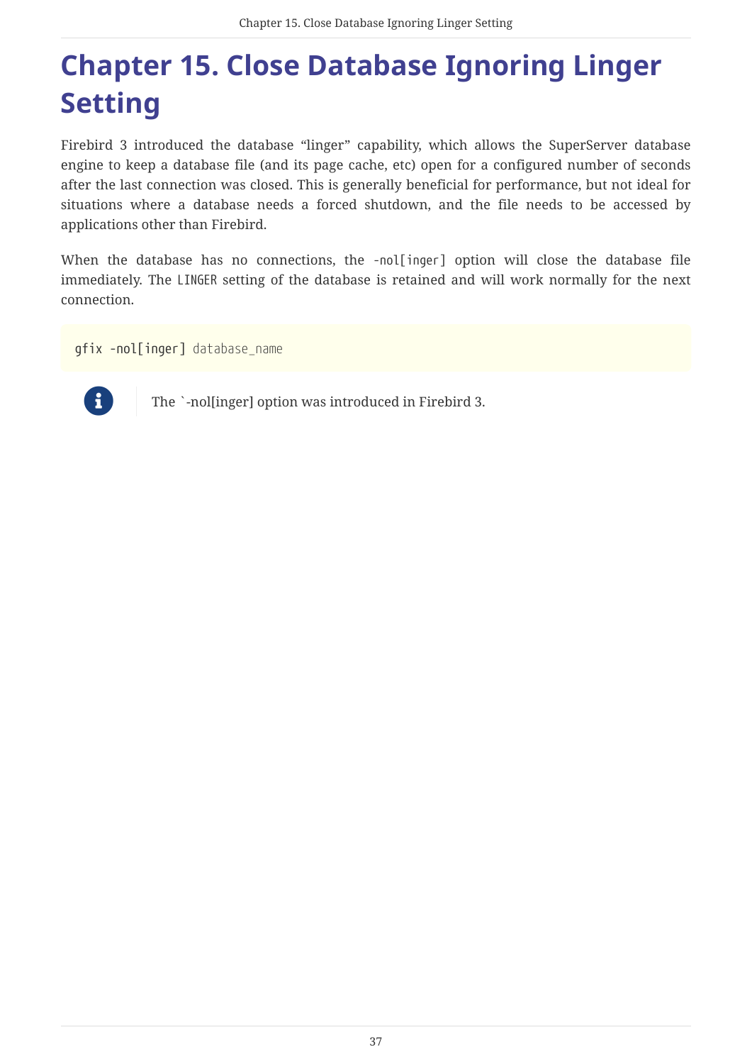# Chapter 15. Close Database Ignoring Linger Setting

Firebird 3 introduced the database “linger” capability, which allows the SuperServer database engine to keep a database file (and its page cache, etc) open for a configured number of seconds after the last connection was closed. This is generally beneficial for performance, but not ideal for situations where a database needs a forced shutdown, and the file needs to be accessed by applications other than Firebird.

When the database has no connections, the `-nol[inger]` option will close the database file immediately. The `LINGER` setting of the database is retained and will work normally for the next connection.

```
gfix -nol[inger] database_name
```

> The `-nol[inger] option was introduced in Firebird 3.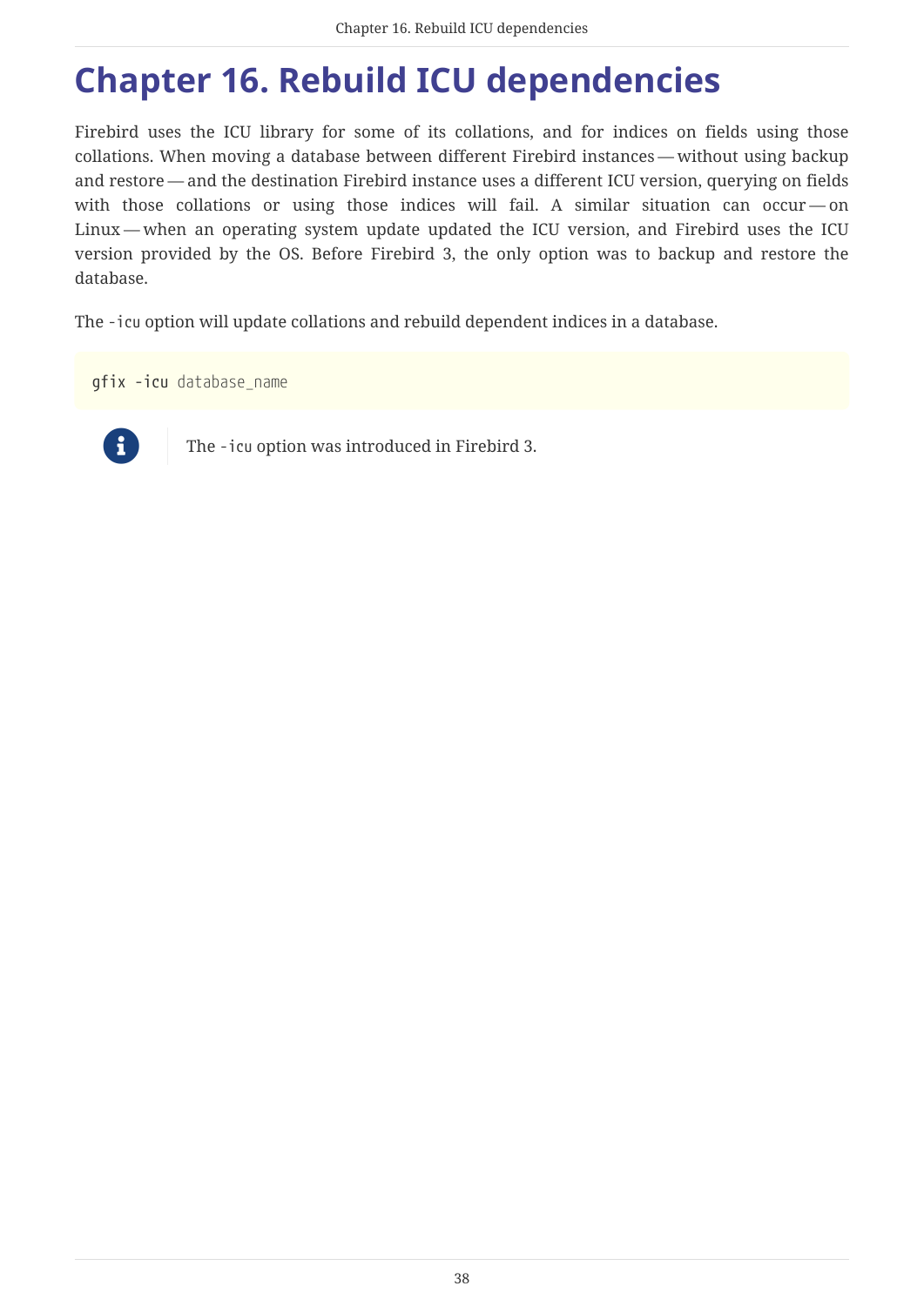# Chapter 16. Rebuild ICU dependencies

Firebird uses the ICU library for some of its collations, and for indices on fields using those collations. When moving a database between different Firebird instances — without using backup and restore — and the destination Firebird instance uses a different ICU version, querying on fields with those collations or using those indices will fail. A similar situation can occur — on Linux — when an operating system update updated the ICU version, and Firebird uses the ICU version provided by the OS. Before Firebird 3, the only option was to backup and restore the database.

The `-icu` option will update collations and rebuild dependent indices in a database.

```
gfix -icu database_name
```

> The `-icu` option was introduced in Firebird 3.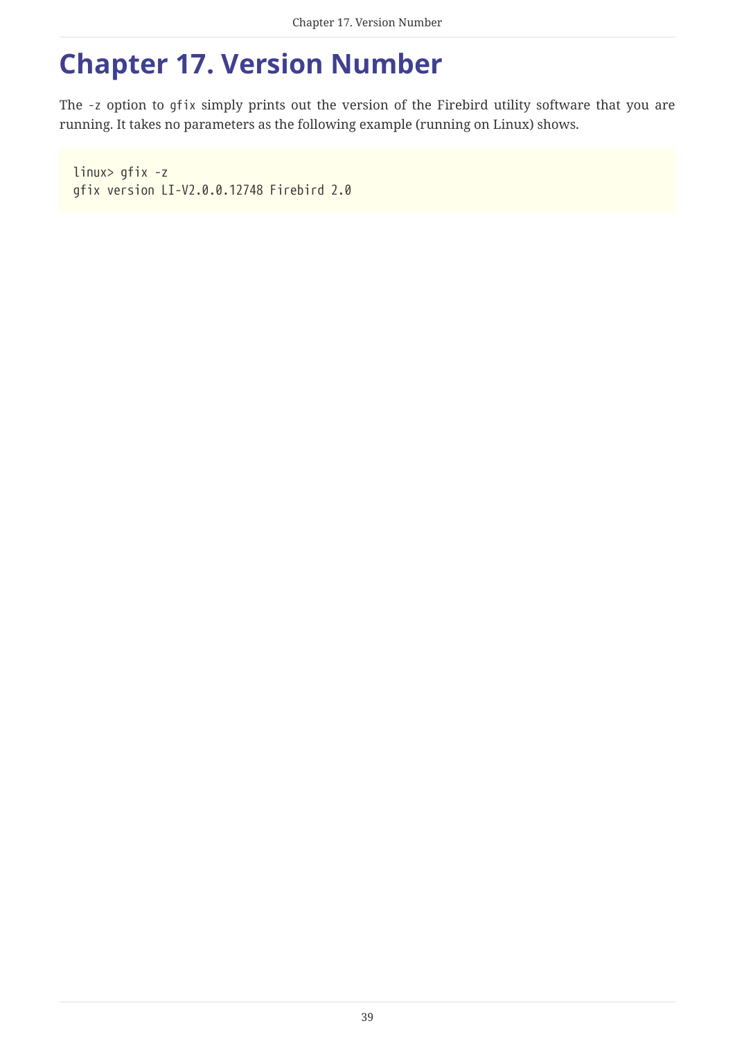# Chapter 17. Version Number

The `-z` option to `gfix` simply prints out the version of the Firebird utility software that you are running. It takes no parameters as the following example (running on Linux) shows.

```
linux> gfix -z
gfix version LI-V2.0.0.12748 Firebird 2.0
```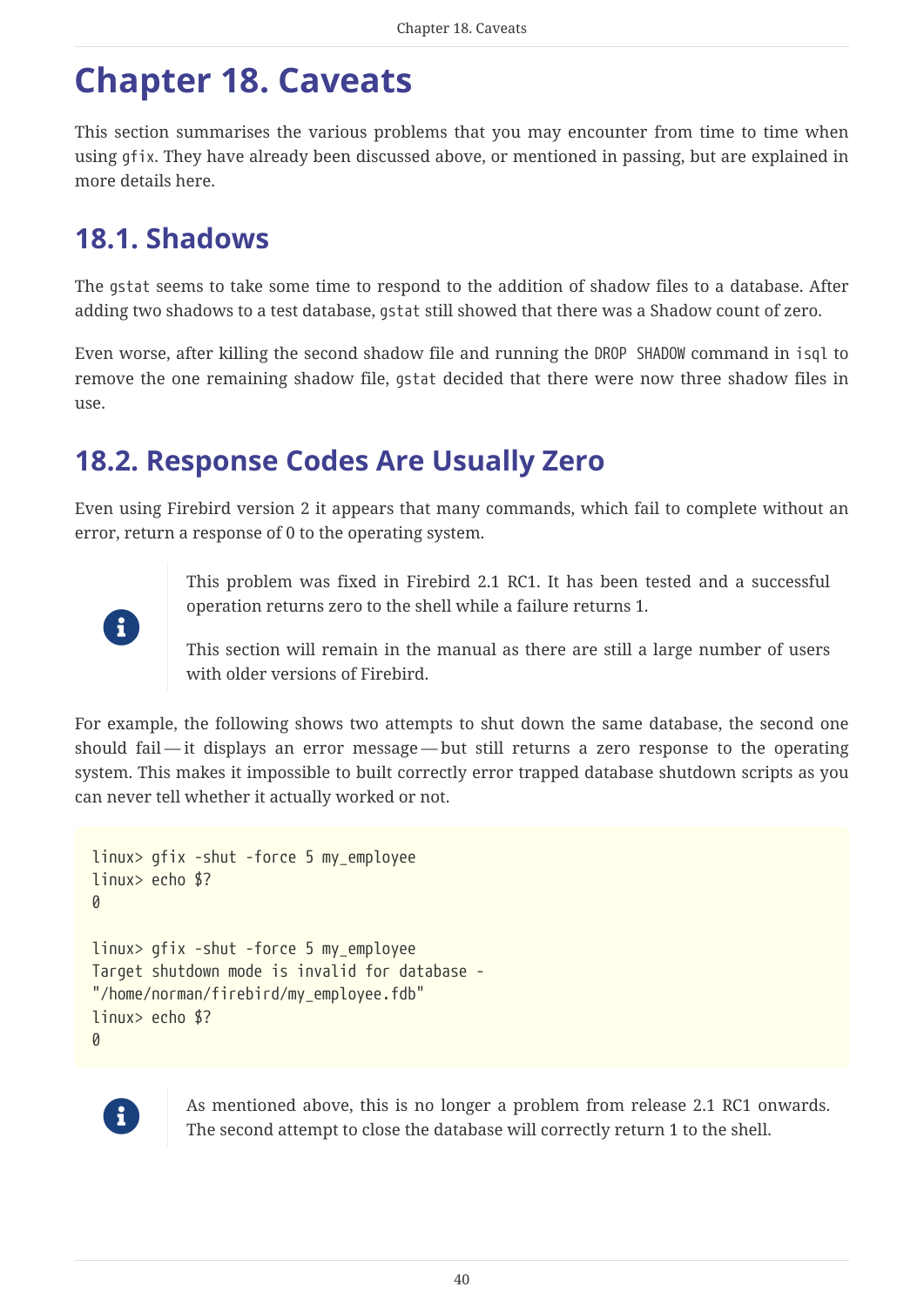# Chapter 18. Caveats

This section summarises the various problems that you may encounter from time to time when using `gfix`. They have already been discussed above, or mentioned in passing, but are explained in more details here.

## 18.1. Shadows

The `gstat` seems to take some time to respond to the addition of shadow files to a database. After adding two shadows to a test database, `gstat` still showed that there was a Shadow count of zero.

Even worse, after killing the second shadow file and running the `DROP SHADOW` command in `isql` to remove the one remaining shadow file, `gstat` decided that there were now three shadow files in use.

## 18.2. Response Codes Are Usually Zero

Even using Firebird version 2 it appears that many commands, which fail to complete without an error, return a response of 0 to the operating system.

> This problem was fixed in Firebird 2.1 RC1. It has been tested and a successful operation returns zero to the shell while a failure returns 1.
>
> This section will remain in the manual as there are still a large number of users with older versions of Firebird.

For example, the following shows two attempts to shut down the same database, the second one should fail — it displays an error message — but still returns a zero response to the operating system. This makes it impossible to built correctly error trapped database shutdown scripts as you can never tell whether it actually worked or not.

```
linux> gfix -shut -force 5 my_employee
linux> echo $?
0

linux> gfix -shut -force 5 my_employee
Target shutdown mode is invalid for database -
"/home/norman/firebird/my_employee.fdb"
linux> echo $?
0
```

> As mentioned above, this is no longer a problem from release 2.1 RC1 onwards. The second attempt to close the database will correctly return 1 to the shell.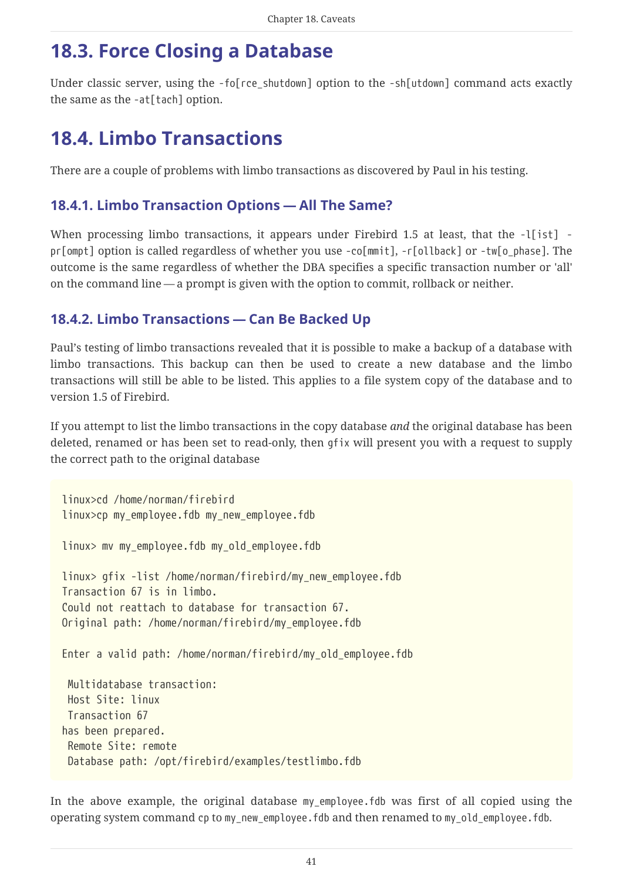## 18.3. Force Closing a Database

Under classic server, using the `-fo[rce_shutdown]` option to the `-sh[utdown]` command acts exactly the same as the `-at[tach]` option.

## 18.4. Limbo Transactions

There are a couple of problems with limbo transactions as discovered by Paul in his testing.

### 18.4.1. Limbo Transaction Options — All The Same?

When processing limbo transactions, it appears under Firebird 1.5 at least, that the `-l[ist] -pr[ompt]` option is called regardless of whether you use `-co[mmit]`, `-r[ollback]` or `-tw[o_phase]`. The outcome is the same regardless of whether the DBA specifies a specific transaction number or 'all' on the command line — a prompt is given with the option to commit, rollback or neither.

### 18.4.2. Limbo Transactions — Can Be Backed Up

Paul's testing of limbo transactions revealed that it is possible to make a backup of a database with limbo transactions. This backup can then be used to create a new database and the limbo transactions will still be able to be listed. This applies to a file system copy of the database and to version 1.5 of Firebird.

If you attempt to list the limbo transactions in the copy database *and* the original database has been deleted, renamed or has been set to read-only, then `gfix` will present you with a request to supply the correct path to the original database

```
linux>cd /home/norman/firebird
linux>cp my_employee.fdb my_new_employee.fdb

linux> mv my_employee.fdb my_old_employee.fdb

linux> gfix -list /home/norman/firebird/my_new_employee.fdb
Transaction 67 is in limbo.
Could not reattach to database for transaction 67.
Original path: /home/norman/firebird/my_employee.fdb

Enter a valid path: /home/norman/firebird/my_old_employee.fdb

 Multidatabase transaction:
 Host Site: linux
 Transaction 67
has been prepared.
 Remote Site: remote
 Database path: /opt/firebird/examples/testlimbo.fdb
```

In the above example, the original database `my_employee.fdb` was first of all copied using the operating system command `cp` to `my_new_employee.fdb` and then renamed to `my_old_employee.fdb`.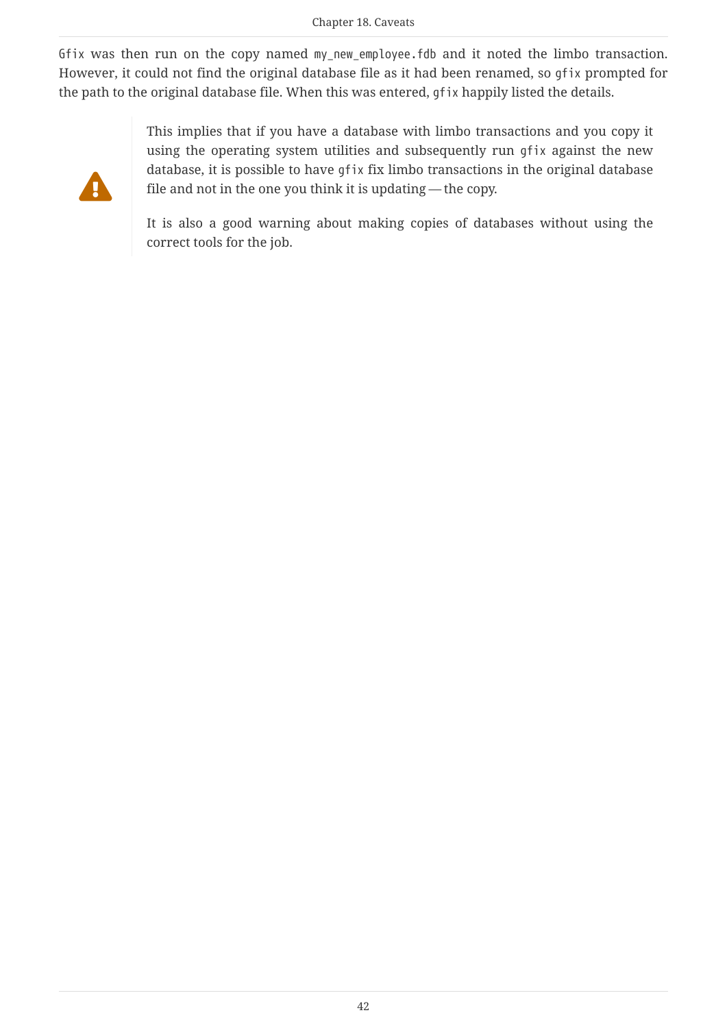`Gfix` was then run on the copy named `my_new_employee.fdb` and it noted the limbo transaction. However, it could not find the original database file as it had been renamed, so `gfix` prompted for the path to the original database file. When this was entered, `gfix` happily listed the details.

> **Warning**
>
> This implies that if you have a database with limbo transactions and you copy it using the operating system utilities and subsequently run `gfix` against the new database, it is possible to have `gfix` fix limbo transactions in the original database file and not in the one you think it is updating — the copy.
>
> It is also a good warning about making copies of databases without using the correct tools for the job.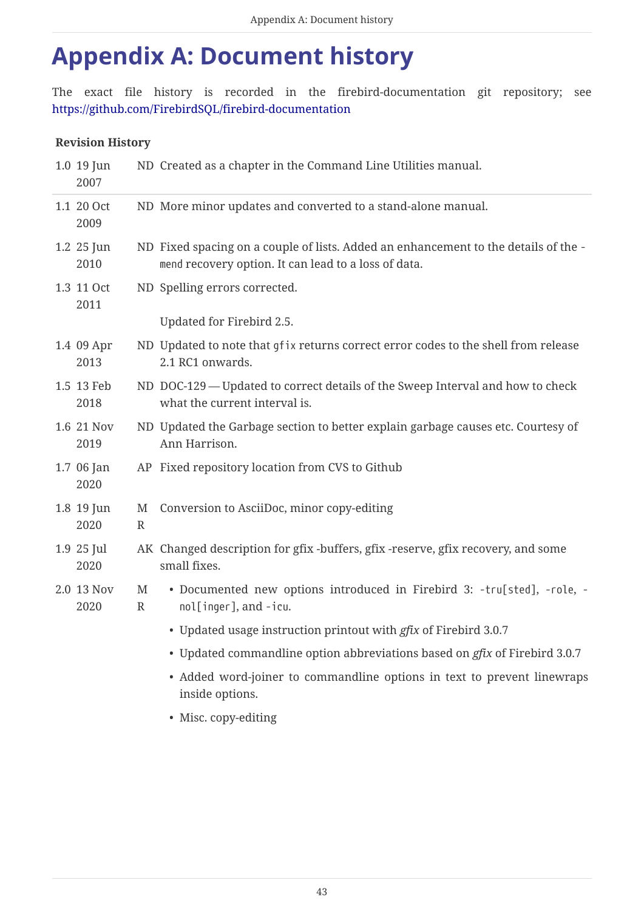# Appendix A: Document history

The exact file history is recorded in the firebird-documentation git repository; see https://github.com/FirebirdSQL/firebird-documentation

**Revision History**

| | | | |
|---|---|---|---|
| 1.0 | 19 Jun 2007 | ND | Created as a chapter in the Command Line Utilities manual. |
| 1.1 | 20 Oct 2009 | ND | More minor updates and converted to a stand-alone manual. |
| 1.2 | 25 Jun 2010 | ND | Fixed spacing on a couple of lists. Added an enhancement to the details of the `-mend` recovery option. It can lead to a loss of data. |
| 1.3 | 11 Oct 2011 | ND | Spelling errors corrected.<br><br>Updated for Firebird 2.5. |
| 1.4 | 09 Apr 2013 | ND | Updated to note that `gfix` returns correct error codes to the shell from release 2.1 RC1 onwards. |
| 1.5 | 13 Feb 2018 | ND | DOC-129 — Updated to correct details of the Sweep Interval and how to check what the current interval is. |
| 1.6 | 21 Nov 2019 | ND | Updated the Garbage section to better explain garbage causes etc. Courtesy of Ann Harrison. |
| 1.7 | 06 Jan 2020 | AP | Fixed repository location from CVS to Github |
| 1.8 | 19 Jun 2020 | MR | Conversion to AsciiDoc, minor copy-editing |
| 1.9 | 25 Jul 2020 | AK | Changed description for gfix -buffers, gfix -reserve, gfix recovery, and some small fixes. |
| 2.0 | 13 Nov 2020 | MR | • Documented new options introduced in Firebird 3: `-tru[sted]`, `-role`, `-nol[inger]`, and `-icu`.<br>• Updated usage instruction printout with *gfix* of Firebird 3.0.7<br>• Updated commandline option abbreviations based on *gfix* of Firebird 3.0.7<br>• Added word-joiner to commandline options in text to prevent linewraps inside options.<br>• Misc. copy-editing |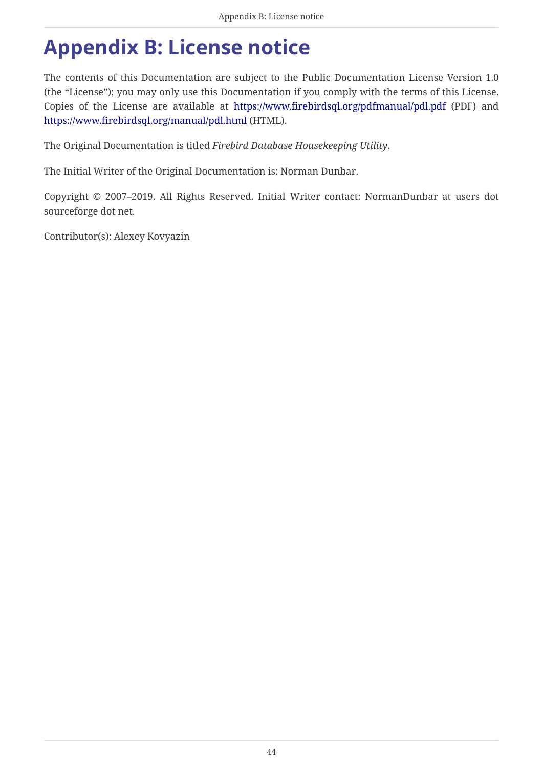# Appendix B: License notice

The contents of this Documentation are subject to the Public Documentation License Version 1.0 (the "License"); you may only use this Documentation if you comply with the terms of this License. Copies of the License are available at https://www.firebirdsql.org/pdfmanual/pdl.pdf (PDF) and https://www.firebirdsql.org/manual/pdl.html (HTML).

The Original Documentation is titled *Firebird Database Housekeeping Utility*.

The Initial Writer of the Original Documentation is: Norman Dunbar.

Copyright © 2007–2019. All Rights Reserved. Initial Writer contact: NormanDunbar at users dot sourceforge dot net.

Contributor(s): Alexey Kovyazin